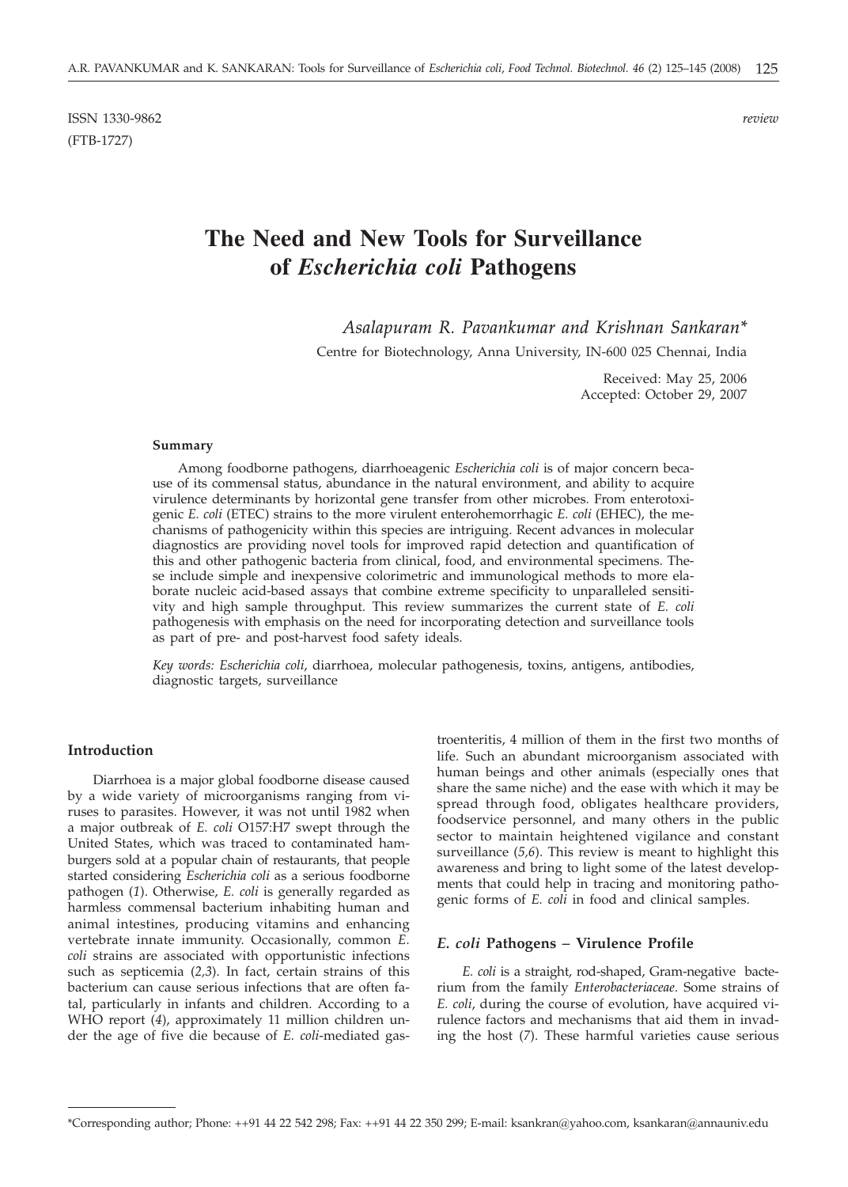ISSN 1330-9862
(FTB-1727)

*review*

# The Need and New Tools for Surveillance of *Escherichia coli* Pathogens

*Asalapuram R. Pavankumar and Krishnan Sankaran**

Centre for Biotechnology, Anna University, IN-600 025 Chennai, India

Received: May 25, 2006
Accepted: October 29, 2007

#### Summary

Among foodborne pathogens, diarrhoeagenic *Escherichia coli* is of major concern because of its commensal status, abundance in the natural environment, and ability to acquire virulence determinants by horizontal gene transfer from other microbes. From enterotoxigenic *E. coli* (ETEC) strains to the more virulent enterohemorrhagic *E. coli* (EHEC), the mechanisms of pathogenicity within this species are intriguing. Recent advances in molecular diagnostics are providing novel tools for improved rapid detection and quantification of this and other pathogenic bacteria from clinical, food, and environmental specimens. These include simple and inexpensive colorimetric and immunological methods to more elaborate nucleic acid-based assays that combine extreme specificity to unparalleled sensitivity and high sample throughput. This review summarizes the current state of *E. coli* pathogenesis with emphasis on the need for incorporating detection and surveillance tools as part of pre- and post-harvest food safety ideals.

*Key words: Escherichia coli*, diarrhoea, molecular pathogenesis, toxins, antigens, antibodies, diagnostic targets, surveillance

## Introduction

Diarrhoea is a major global foodborne disease caused by a wide variety of microorganisms ranging from viruses to parasites. However, it was not until 1982 when a major outbreak of *E. coli* O157:H7 swept through the United States, which was traced to contaminated hamburgers sold at a popular chain of restaurants, that people started considering *Escherichia coli* as a serious foodborne pathogen (*1*). Otherwise, *E. coli* is generally regarded as harmless commensal bacterium inhabiting human and animal intestines, producing vitamins and enhancing vertebrate innate immunity. Occasionally, common *E. coli* strains are associated with opportunistic infections such as septicemia (*2,3*). In fact, certain strains of this bacterium can cause serious infections that are often fatal, particularly in infants and children. According to a WHO report (*4*), approximately 11 million children under the age of five die because of *E. coli*-mediated gastroenteritis, 4 million of them in the first two months of life. Such an abundant microorganism associated with human beings and other animals (especially ones that share the same niche) and the ease with which it may be spread through food, obligates healthcare providers, foodservice personnel, and many others in the public sector to maintain heightened vigilance and constant surveillance (*5,6*). This review is meant to highlight this awareness and bring to light some of the latest developments that could help in tracing and monitoring pathogenic forms of *E. coli* in food and clinical samples.

## *E. coli* Pathogens – Virulence Profile

*E. coli* is a straight, rod-shaped, Gram-negative bacterium from the family *Enterobacteriaceae*. Some strains of *E. coli*, during the course of evolution, have acquired virulence factors and mechanisms that aid them in invading the host (*7*). These harmful varieties cause serious

---

*Corresponding author; Phone: ++91 44 22 542 298; Fax: ++91 44 22 350 299; E-mail: ksankran@yahoo.com, ksankaran@annauniv.edu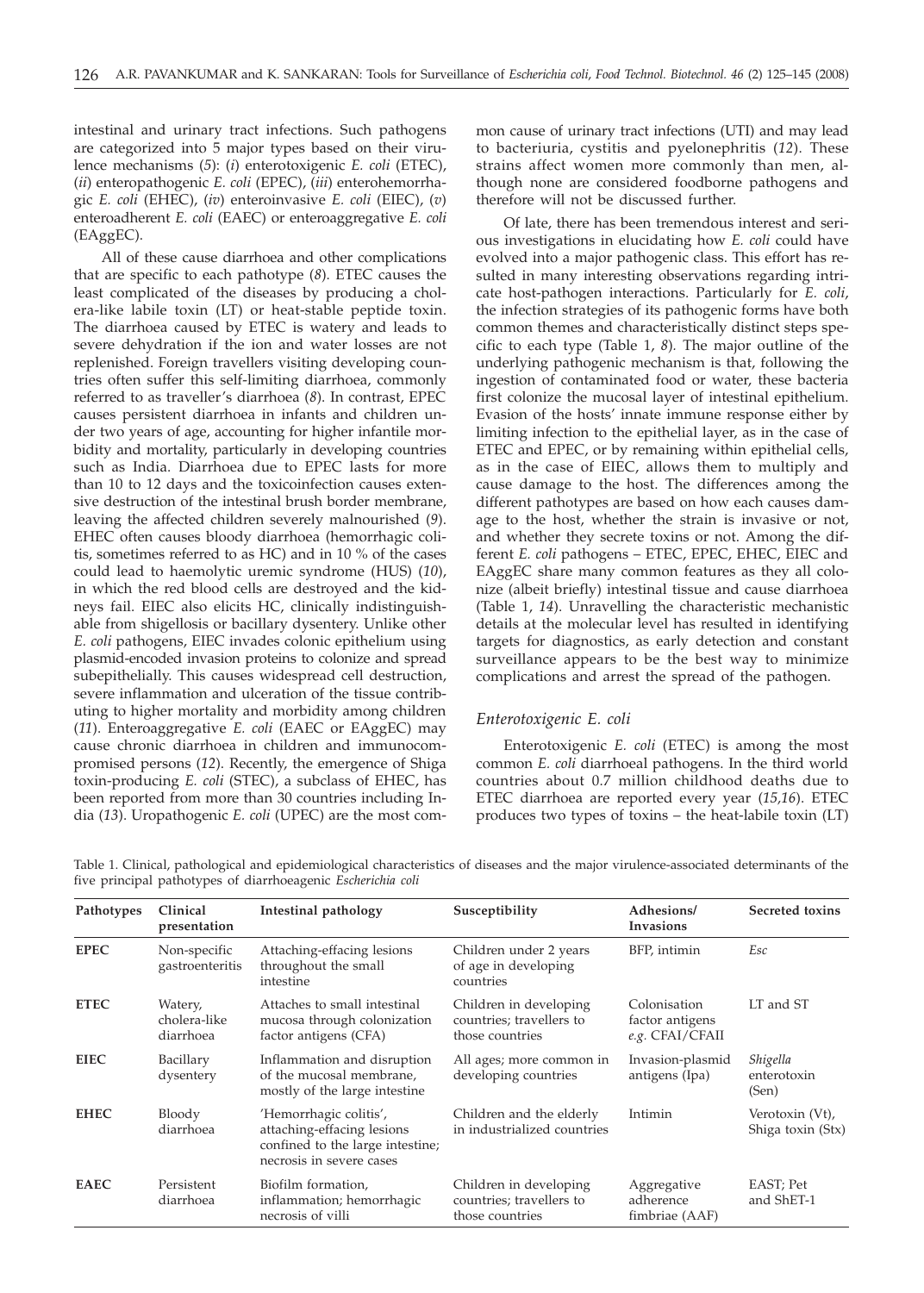intestinal and urinary tract infections. Such pathogens are categorized into 5 major types based on their virulence mechanisms (*5*): (*i*) enterotoxigenic *E. coli* (ETEC), (*ii*) enteropathogenic *E. coli* (EPEC), (*iii*) enterohemorrhagic *E. coli* (EHEC), (*iv*) enteroinvasive *E. coli* (EIEC), (*v*) enteroadherent *E. coli* (EAEC) or enteroaggregative *E. coli* (EAggEC).

All of these cause diarrhoea and other complications that are specific to each pathotype (*8*). ETEC causes the least complicated of the diseases by producing a cholera-like labile toxin (LT) or heat-stable peptide toxin. The diarrhoea caused by ETEC is watery and leads to severe dehydration if the ion and water losses are not replenished. Foreign travellers visiting developing countries often suffer this self-limiting diarrhoea, commonly referred to as traveller's diarrhoea (*8*). In contrast, EPEC causes persistent diarrhoea in infants and children under two years of age, accounting for higher infantile morbidity and mortality, particularly in developing countries such as India. Diarrhoea due to EPEC lasts for more than 10 to 12 days and the toxicoinfection causes extensive destruction of the intestinal brush border membrane, leaving the affected children severely malnourished (*9*). EHEC often causes bloody diarrhoea (hemorrhagic colitis, sometimes referred to as HC) and in 10 % of the cases could lead to haemolytic uremic syndrome (HUS) (*10*), in which the red blood cells are destroyed and the kidneys fail. EIEC also elicits HC, clinically indistinguishable from shigellosis or bacillary dysentery. Unlike other *E. coli* pathogens, EIEC invades colonic epithelium using plasmid-encoded invasion proteins to colonize and spread subepithelially. This causes widespread cell destruction, severe inflammation and ulceration of the tissue contributing to higher mortality and morbidity among children (*11*). Enteroaggregative *E. coli* (EAEC or EAggEC) may cause chronic diarrhoea in children and immunocompromised persons (*12*). Recently, the emergence of Shiga toxin-producing *E. coli* (STEC), a subclass of EHEC, has been reported from more than 30 countries including India (*13*). Uropathogenic *E. coli* (UPEC) are the most common cause of urinary tract infections (UTI) and may lead to bacteriuria, cystitis and pyelonephritis (*12*). These strains affect women more commonly than men, although none are considered foodborne pathogens and therefore will not be discussed further.

Of late, there has been tremendous interest and serious investigations in elucidating how *E. coli* could have evolved into a major pathogenic class. This effort has resulted in many interesting observations regarding intricate host-pathogen interactions. Particularly for *E. coli*, the infection strategies of its pathogenic forms have both common themes and characteristically distinct steps specific to each type (Table 1, *8*). The major outline of the underlying pathogenic mechanism is that, following the ingestion of contaminated food or water, these bacteria first colonize the mucosal layer of intestinal epithelium. Evasion of the hosts' innate immune response either by limiting infection to the epithelial layer, as in the case of ETEC and EPEC, or by remaining within epithelial cells, as in the case of EIEC, allows them to multiply and cause damage to the host. The differences among the different pathotypes are based on how each causes damage to the host, whether the strain is invasive or not, and whether they secrete toxins or not. Among the different *E. coli* pathogens – ETEC, EPEC, EHEC, EIEC and EAggEC share many common features as they all colonize (albeit briefly) intestinal tissue and cause diarrhoea (Table 1, *14*). Unravelling the characteristic mechanistic details at the molecular level has resulted in identifying targets for diagnostics, as early detection and constant surveillance appears to be the best way to minimize complications and arrest the spread of the pathogen.

### *Enterotoxigenic E. coli*

Enterotoxigenic *E. coli* (ETEC) is among the most common *E. coli* diarrhoeal pathogens. In the third world countries about 0.7 million childhood deaths due to ETEC diarrhoea are reported every year (*15,16*). ETEC produces two types of toxins – the heat-labile toxin (LT)

Table 1. Clinical, pathological and epidemiological characteristics of diseases and the major virulence-associated determinants of the five principal pathotypes of diarrhoeagenic *Escherichia coli*

| Pathotypes | Clinical presentation | Intestinal pathology | Susceptibility | Adhesions/ Invasions | Secreted toxins |
|---|---|---|---|---|---|
| **EPEC** | Non-specific gastroenteritis | Attaching-effacing lesions throughout the small intestine | Children under 2 years of age in developing countries | BFP, intimin | *Esc* |
| **ETEC** | Watery, cholera-like diarrhoea | Attaches to small intestinal mucosa through colonization factor antigens (CFA) | Children in developing countries; travellers to those countries | Colonisation factor antigens *e.g.* CFAI/CFAII | LT and ST |
| **EIEC** | Bacillary dysentery | Inflammation and disruption of the mucosal membrane, mostly of the large intestine | All ages; more common in developing countries | Invasion-plasmid antigens (Ipa) | *Shigella* enterotoxin (Sen) |
| **EHEC** | Bloody diarrhoea | 'Hemorrhagic colitis', attaching-effacing lesions confined to the large intestine; necrosis in severe cases | Children and the elderly in industrialized countries | Intimin | Verotoxin (Vt), Shiga toxin (Stx) |
| **EAEC** | Persistent diarrhoea | Biofilm formation, inflammation; hemorrhagic necrosis of villi | Children in developing countries; travellers to those countries | Aggregative adherence fimbriae (AAF) | EAST; Pet and ShET-1 |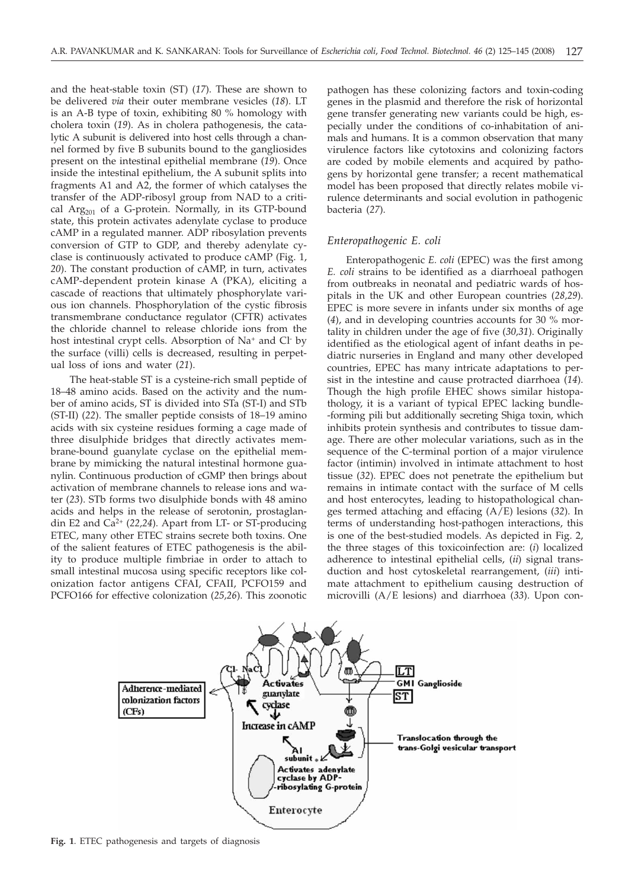and the heat-stable toxin (ST) (*17*). These are shown to be delivered *via* their outer membrane vesicles (*18*). LT is an A-B type of toxin, exhibiting 80 % homology with cholera toxin (*19*). As in cholera pathogenesis, the catalytic A subunit is delivered into host cells through a channel formed by five B subunits bound to the gangliosides present on the intestinal epithelial membrane (*19*). Once inside the intestinal epithelium, the A subunit splits into fragments A1 and A2, the former of which catalyses the transfer of the ADP-ribosyl group from NAD to a critical $Arg_{201}$ of a G-protein. Normally, in its GTP-bound state, this protein activates adenylate cyclase to produce cAMP in a regulated manner. ADP ribosylation prevents conversion of GTP to GDP, and thereby adenylate cyclase is continuously activated to produce cAMP (Fig. 1, *20*). The constant production of cAMP, in turn, activates cAMP-dependent protein kinase A (PKA), eliciting a cascade of reactions that ultimately phosphorylate various ion channels. Phosphorylation of the cystic fibrosis transmembrane conductance regulator (CFTR) activates the chloride channel to release chloride ions from the host intestinal crypt cells. Absorption of $Na^{+}$ and $Cl^{-}$ by the surface (villi) cells is decreased, resulting in perpetual loss of ions and water (*21*).

The heat-stable ST is a cysteine-rich small peptide of 18–48 amino acids. Based on the activity and the number of amino acids, ST is divided into STa (ST-I) and STb (ST-II) (*22*). The smaller peptide consists of 18–19 amino acids with six cysteine residues forming a cage made of three disulphide bridges that directly activates membrane-bound guanylate cyclase on the epithelial membrane by mimicking the natural intestinal hormone guanylin. Continuous production of cGMP then brings about activation of membrane channels to release ions and water (*23*). STb forms two disulphide bonds with 48 amino acids and helps in the release of serotonin, prostaglandin E2 and $Ca^{2+}$ (*22,24*). Apart from LT- or ST-producing ETEC, many other ETEC strains secrete both toxins. One of the salient features of ETEC pathogenesis is the ability to produce multiple fimbriae in order to attach to small intestinal mucosa using specific receptors like colonization factor antigens CFAI, CFAII, PCFO159 and PCFO166 for effective colonization (*25,26*). This zoonotic pathogen has these colonizing factors and toxin-coding genes in the plasmid and therefore the risk of horizontal gene transfer generating new variants could be high, especially under the conditions of co-inhabitation of animals and humans. It is a common observation that many virulence factors like cytotoxins and colonizing factors are coded by mobile elements and acquired by pathogens by horizontal gene transfer; a recent mathematical model has been proposed that directly relates mobile virulence determinants and social evolution in pathogenic bacteria (*27*).

### *Enteropathogenic E. coli*

Enteropathogenic *E. coli* (EPEC) was the first among *E. coli* strains to be identified as a diarrhoeal pathogen from outbreaks in neonatal and pediatric wards of hospitals in the UK and other European countries (*28,29*). EPEC is more severe in infants under six months of age (*4*), and in developing countries accounts for 30 % mortality in children under the age of five (*30,31*). Originally identified as the etiological agent of infant deaths in pediatric nurseries in England and many other developed countries, EPEC has many intricate adaptations to persist in the intestine and cause protracted diarrhoea (*14*). Though the high profile EHEC shows similar histopathology, it is a variant of typical EPEC lacking bundle-forming pili but additionally secreting Shiga toxin, which inhibits protein synthesis and contributes to tissue damage. There are other molecular variations, such as in the sequence of the C-terminal portion of a major virulence factor (intimin) involved in intimate attachment to host tissue (*32*). EPEC does not penetrate the epithelium but remains in intimate contact with the surface of M cells and host enterocytes, leading to histopathological changes termed attaching and effacing (A/E) lesions (*32*). In terms of understanding host-pathogen interactions, this is one of the best-studied models. As depicted in Fig. 2, the three stages of this toxicoinfection are: (*i*) localized adherence to intestinal epithelial cells, (*ii*) signal transduction and host cytoskeletal rearrangement, (*iii*) intimate attachment to epithelium causing destruction of microvilli (A/E lesions) and diarrhoea (*33*). Upon con-

**Fig. 1**. ETEC pathogenesis and targets of diagnosis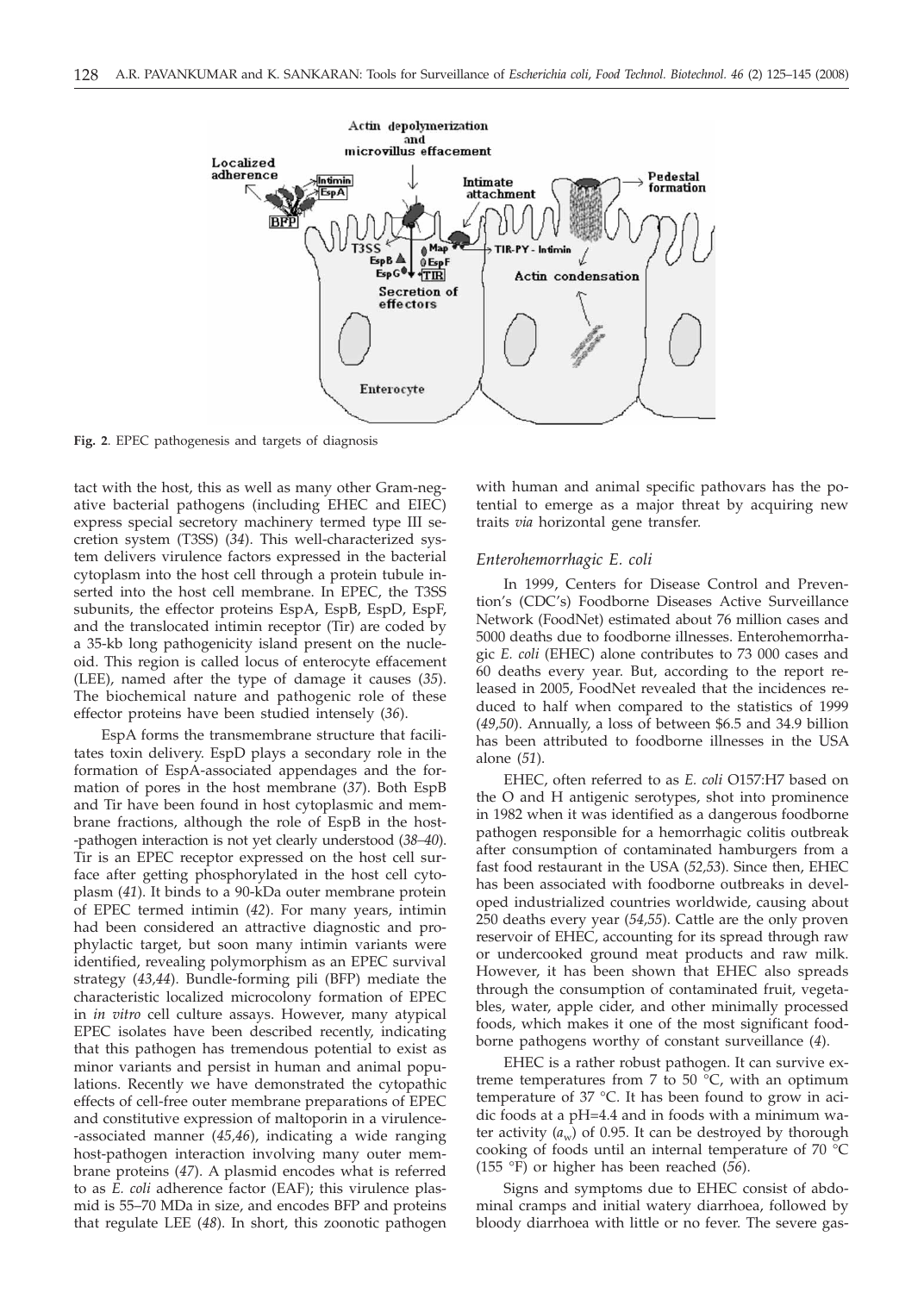**Fig. 2**. EPEC pathogenesis and targets of diagnosis

tact with the host, this as well as many other Gram-negative bacterial pathogens (including EHEC and EIEC) express special secretory machinery termed type III secretion system (T3SS) (*34*). This well-characterized system delivers virulence factors expressed in the bacterial cytoplasm into the host cell through a protein tubule inserted into the host cell membrane. In EPEC, the T3SS subunits, the effector proteins EspA, EspB, EspD, EspF, and the translocated intimin receptor (Tir) are coded by a 35-kb long pathogenicity island present on the nucleoid. This region is called locus of enterocyte effacement (LEE), named after the type of damage it causes (*35*). The biochemical nature and pathogenic role of these effector proteins have been studied intensely (*36*).

EspA forms the transmembrane structure that facilitates toxin delivery. EspD plays a secondary role in the formation of EspA-associated appendages and the formation of pores in the host membrane (*37*). Both EspB and Tir have been found in host cytoplasmic and membrane fractions, although the role of EspB in the host-pathogen interaction is not yet clearly understood (*38–40*). Tir is an EPEC receptor expressed on the host cell surface after getting phosphorylated in the host cell cytoplasm (*41*). It binds to a 90-kDa outer membrane protein of EPEC termed intimin (*42*). For many years, intimin had been considered an attractive diagnostic and prophylactic target, but soon many intimin variants were identified, revealing polymorphism as an EPEC survival strategy (*43,44*). Bundle-forming pili (BFP) mediate the characteristic localized microcolony formation of EPEC in *in vitro* cell culture assays. However, many atypical EPEC isolates have been described recently, indicating that this pathogen has tremendous potential to exist as minor variants and persist in human and animal populations. Recently we have demonstrated the cytopathic effects of cell-free outer membrane preparations of EPEC and constitutive expression of maltoporin in a virulence-associated manner (*45,46*), indicating a wide ranging host-pathogen interaction involving many outer membrane proteins (*47*). A plasmid encodes what is referred to as *E. coli* adherence factor (EAF); this virulence plasmid is 55–70 MDa in size, and encodes BFP and proteins that regulate LEE (*48*). In short, this zoonotic pathogen with human and animal specific pathovars has the potential to emerge as a major threat by acquiring new traits *via* horizontal gene transfer.

### *Enterohemorrhagic E. coli*

In 1999, Centers for Disease Control and Prevention's (CDC's) Foodborne Diseases Active Surveillance Network (FoodNet) estimated about 76 million cases and 5000 deaths due to foodborne illnesses. Enterohemorrhagic *E. coli* (EHEC) alone contributes to 73 000 cases and 60 deaths every year. But, according to the report released in 2005, FoodNet revealed that the incidences reduced to half when compared to the statistics of 1999 (*49,50*). Annually, a loss of between $6.5 and 34.9 billion has been attributed to foodborne illnesses in the USA alone (*51*).

EHEC, often referred to as *E. coli* O157:H7 based on the O and H antigenic serotypes, shot into prominence in 1982 when it was identified as a dangerous foodborne pathogen responsible for a hemorrhagic colitis outbreak after consumption of contaminated hamburgers from a fast food restaurant in the USA (*52,53*). Since then, EHEC has been associated with foodborne outbreaks in developed industrialized countries worldwide, causing about 250 deaths every year (*54,55*). Cattle are the only proven reservoir of EHEC, accounting for its spread through raw or undercooked ground meat products and raw milk. However, it has been shown that EHEC also spreads through the consumption of contaminated fruit, vegetables, water, apple cider, and other minimally processed foods, which makes it one of the most significant foodborne pathogens worthy of constant surveillance (*4*).

EHEC is a rather robust pathogen. It can survive extreme temperatures from 7 to 50 °C, with an optimum temperature of 37 °C. It has been found to grow in acidic foods at a pH=4.4 and in foods with a minimum water activity ($a_w$) of 0.95. It can be destroyed by thorough cooking of foods until an internal temperature of 70 °C (155 °F) or higher has been reached (*56*).

Signs and symptoms due to EHEC consist of abdominal cramps and initial watery diarrhoea, followed by bloody diarrhoea with little or no fever. The severe gas-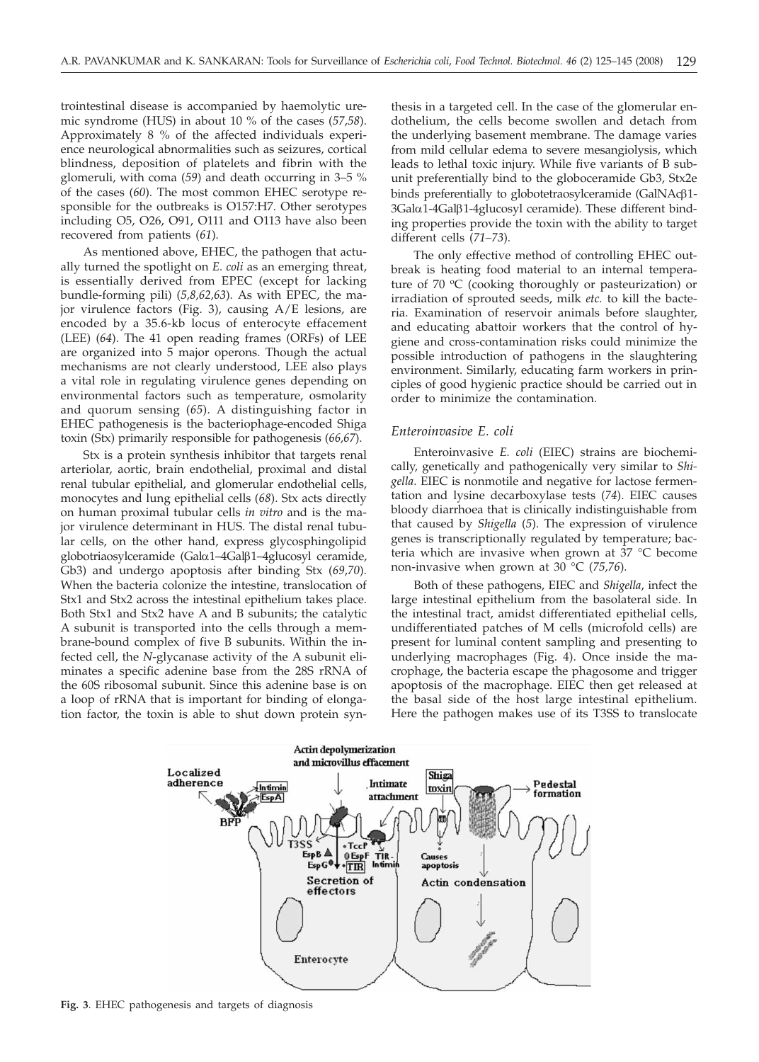trointestinal disease is accompanied by haemolytic uremic syndrome (HUS) in about 10 % of the cases (*57,58*). Approximately 8 % of the affected individuals experience neurological abnormalities such as seizures, cortical blindness, deposition of platelets and fibrin with the glomeruli, with coma (*59*) and death occurring in 3–5 % of the cases (*60*). The most common EHEC serotype responsible for the outbreaks is O157:H7. Other serotypes including O5, O26, O91, O111 and O113 have also been recovered from patients (*61*).

As mentioned above, EHEC, the pathogen that actually turned the spotlight on *E. coli* as an emerging threat, is essentially derived from EPEC (except for lacking bundle-forming pili) (*5,8,62,63*). As with EPEC, the major virulence factors (Fig. 3), causing A/E lesions, are encoded by a 35.6-kb locus of enterocyte effacement (LEE) (*64*). The 41 open reading frames (ORFs) of LEE are organized into 5 major operons. Though the actual mechanisms are not clearly understood, LEE also plays a vital role in regulating virulence genes depending on environmental factors such as temperature, osmolarity and quorum sensing (*65*). A distinguishing factor in EHEC pathogenesis is the bacteriophage-encoded Shiga toxin (Stx) primarily responsible for pathogenesis (*66,67*).

Stx is a protein synthesis inhibitor that targets renal arteriolar, aortic, brain endothelial, proximal and distal renal tubular epithelial, and glomerular endothelial cells, monocytes and lung epithelial cells (*68*). Stx acts directly on human proximal tubular cells *in vitro* and is the major virulence determinant in HUS. The distal renal tubular cells, on the other hand, express glycosphingolipid globotriaosylceramide (Galα1–4Galβ1–4glucosyl ceramide, Gb3) and undergo apoptosis after binding Stx (*69,70*). When the bacteria colonize the intestine, translocation of Stx1 and Stx2 across the intestinal epithelium takes place. Both Stx1 and Stx2 have A and B subunits; the catalytic A subunit is transported into the cells through a membrane-bound complex of five B subunits. Within the infected cell, the *N*-glycanase activity of the A subunit eliminates a specific adenine base from the 28S rRNA of the 60S ribosomal subunit. Since this adenine base is on a loop of rRNA that is important for binding of elongation factor, the toxin is able to shut down protein synthesis in a targeted cell. In the case of the glomerular endothelium, the cells become swollen and detach from the underlying basement membrane. The damage varies from mild cellular edema to severe mesangiolysis, which leads to lethal toxic injury. While five variants of B subunit preferentially bind to the globoceramide Gb3, Stx2e binds preferentially to globotetraosylceramide (GalNAcβ1-3Galα1-4Galβ1-4glucosyl ceramide). These different binding properties provide the toxin with the ability to target different cells (*71–73*).

The only effective method of controlling EHEC outbreak is heating food material to an internal temperature of 70 °C (cooking thoroughly or pasteurization) or irradiation of sprouted seeds, milk *etc.* to kill the bacteria. Examination of reservoir animals before slaughter, and educating abattoir workers that the control of hygiene and cross-contamination risks could minimize the possible introduction of pathogens in the slaughtering environment. Similarly, educating farm workers in principles of good hygienic practice should be carried out in order to minimize the contamination.

### *Enteroinvasive E. coli*

Enteroinvasive *E. coli* (EIEC) strains are biochemically, genetically and pathogenically very similar to *Shigella*. EIEC is nonmotile and negative for lactose fermentation and lysine decarboxylase tests (*74*). EIEC causes bloody diarrhoea that is clinically indistinguishable from that caused by *Shigella* (*5*). The expression of virulence genes is transcriptionally regulated by temperature; bacteria which are invasive when grown at 37 °C become non-invasive when grown at 30 °C (*75,76*).

Both of these pathogens, EIEC and *Shigella*, infect the large intestinal epithelium from the basolateral side. In the intestinal tract, amidst differentiated epithelial cells, undifferentiated patches of M cells (microfold cells) are present for luminal content sampling and presenting to underlying macrophages (Fig. 4). Once inside the macrophage, the bacteria escape the phagosome and trigger apoptosis of the macrophage. EIEC then get released at the basal side of the host large intestinal epithelium. Here the pathogen makes use of its T3SS to translocate

**Fig. 3**. EHEC pathogenesis and targets of diagnosis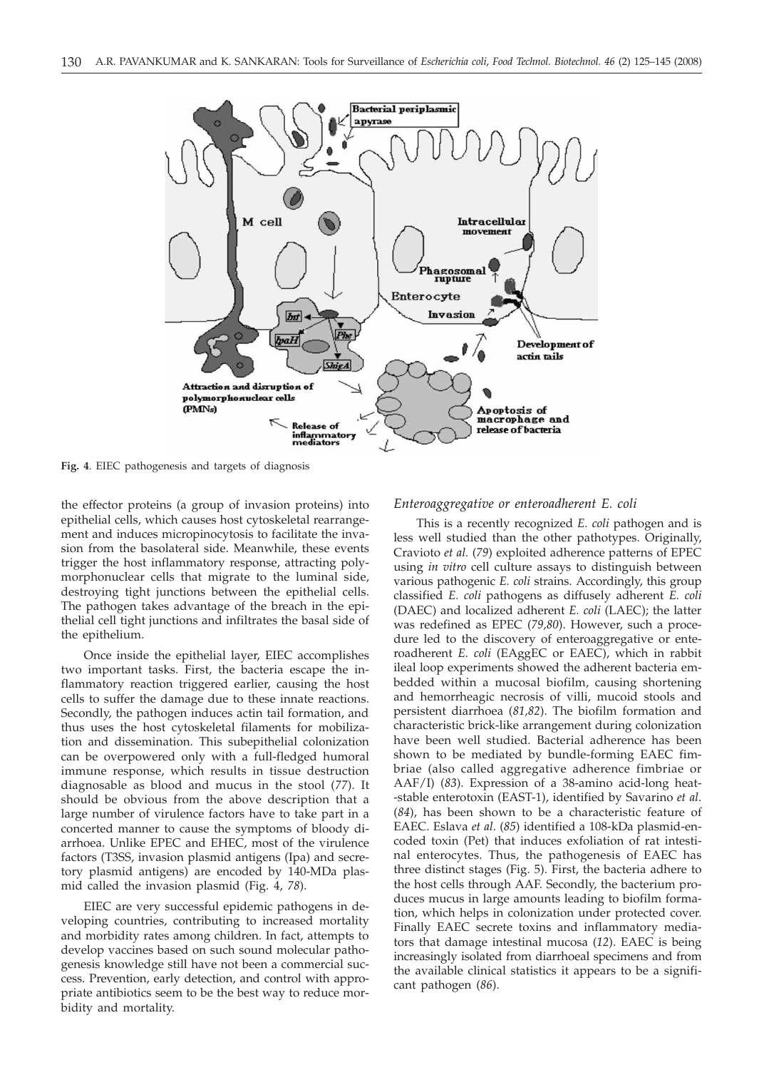**Fig. 4**. EIEC pathogenesis and targets of diagnosis

the effector proteins (a group of invasion proteins) into epithelial cells, which causes host cytoskeletal rearrangement and induces micropinocytosis to facilitate the invasion from the basolateral side. Meanwhile, these events trigger the host inflammatory response, attracting polymorphonuclear cells that migrate to the luminal side, destroying tight junctions between the epithelial cells. The pathogen takes advantage of the breach in the epithelial cell tight junctions and infiltrates the basal side of the epithelium.

Once inside the epithelial layer, EIEC accomplishes two important tasks. First, the bacteria escape the inflammatory reaction triggered earlier, causing the host cells to suffer the damage due to these innate reactions. Secondly, the pathogen induces actin tail formation, and thus uses the host cytoskeletal filaments for mobilization and dissemination. This subepithelial colonization can be overpowered only with a full-fledged humoral immune response, which results in tissue destruction diagnosable as blood and mucus in the stool (*77*). It should be obvious from the above description that a large number of virulence factors have to take part in a concerted manner to cause the symptoms of bloody diarrhoea. Unlike EPEC and EHEC, most of the virulence factors (T3SS, invasion plasmid antigens (Ipa) and secretory plasmid antigens) are encoded by 140-MDa plasmid called the invasion plasmid (Fig. 4, *78*).

EIEC are very successful epidemic pathogens in developing countries, contributing to increased mortality and morbidity rates among children. In fact, attempts to develop vaccines based on such sound molecular pathogenesis knowledge still have not been a commercial success. Prevention, early detection, and control with appropriate antibiotics seem to be the best way to reduce morbidity and mortality.

### *Enteroaggregative or enteroadherent E. coli*

This is a recently recognized *E. coli* pathogen and is less well studied than the other pathotypes. Originally, Cravioto *et al.* (*79*) exploited adherence patterns of EPEC using *in vitro* cell culture assays to distinguish between various pathogenic *E. coli* strains. Accordingly, this group classified *E. coli* pathogens as diffusely adherent *E. coli* (DAEC) and localized adherent *E. coli* (LAEC); the latter was redefined as EPEC (*79,80*). However, such a procedure led to the discovery of enteroaggregative or enteroadherent *E. coli* (EAggEC or EAEC), which in rabbit ileal loop experiments showed the adherent bacteria embedded within a mucosal biofilm, causing shortening and hemorrheagic necrosis of villi, mucoid stools and persistent diarrhoea (*81,82*). The biofilm formation and characteristic brick-like arrangement during colonization have been well studied. Bacterial adherence has been shown to be mediated by bundle-forming EAEC fimbriae (also called aggregative adherence fimbriae or AAF/I) (*83*). Expression of a 38-amino acid-long heat-stable enterotoxin (EAST-1), identified by Savarino *et al.* (*84*), has been shown to be a characteristic feature of EAEC. Eslava *et al.* (*85*) identified a 108-kDa plasmid-encoded toxin (Pet) that induces exfoliation of rat intestinal enterocytes. Thus, the pathogenesis of EAEC has three distinct stages (Fig. 5). First, the bacteria adhere to the host cells through AAF. Secondly, the bacterium produces mucus in large amounts leading to biofilm formation, which helps in colonization under protected cover. Finally EAEC secrete toxins and inflammatory mediators that damage intestinal mucosa (*12*). EAEC is being increasingly isolated from diarrhoeal specimens and from the available clinical statistics it appears to be a significant pathogen (*86*).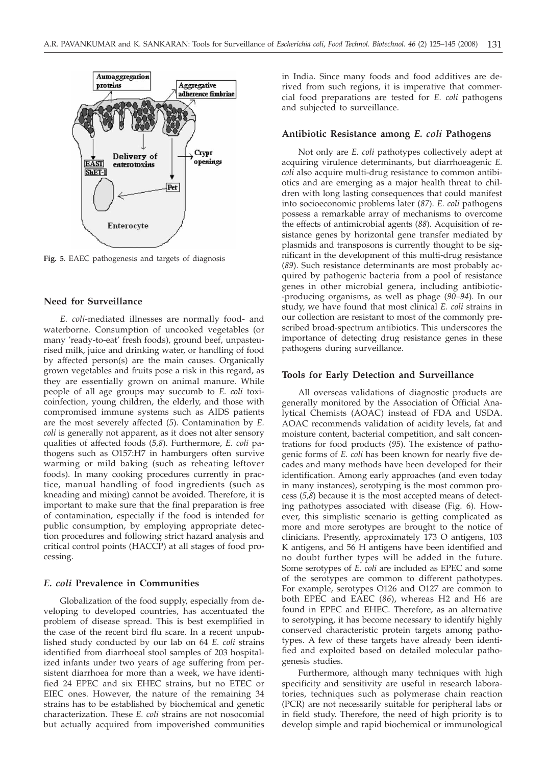Fig. 5. EAEC pathogenesis and targets of diagnosis

## Need for Surveillance

*E. coli*-mediated illnesses are normally food- and waterborne. Consumption of uncooked vegetables (or many 'ready-to-eat' fresh foods), ground beef, unpasteurised milk, juice and drinking water, or handling of food by affected person(s) are the main causes. Organically grown vegetables and fruits pose a risk in this regard, as they are essentially grown on animal manure. While people of all age groups may succumb to *E. coli* toxicoinfection, young children, the elderly, and those with compromised immune systems such as AIDS patients are the most severely affected (*5*). Contamination by *E. coli* is generally not apparent, as it does not alter sensory qualities of affected foods (*5,8*). Furthermore, *E. coli* pathogens such as O157:H7 in hamburgers often survive warming or mild baking (such as reheating leftover foods). In many cooking procedures currently in practice, manual handling of food ingredients (such as kneading and mixing) cannot be avoided. Therefore, it is important to make sure that the final preparation is free of contamination, especially if the food is intended for public consumption, by employing appropriate detection procedures and following strict hazard analysis and critical control points (HACCP) at all stages of food processing.

## *E. coli* Prevalence in Communities

Globalization of the food supply, especially from developing to developed countries, has accentuated the problem of disease spread. This is best exemplified in the case of the recent bird flu scare. In a recent unpublished study conducted by our lab on 64 *E. coli* strains identified from diarrhoeal stool samples of 203 hospitalized infants under two years of age suffering from persistent diarrhoea for more than a week, we have identified 24 EPEC and six EHEC strains, but no ETEC or EIEC ones. However, the nature of the remaining 34 strains has to be established by biochemical and genetic characterization. These *E. coli* strains are not nosocomial but actually acquired from impoverished communities in India. Since many foods and food additives are derived from such regions, it is imperative that commercial food preparations are tested for *E. coli* pathogens and subjected to surveillance.

## Antibiotic Resistance among *E. coli* Pathogens

Not only are *E. coli* pathotypes collectively adept at acquiring virulence determinants, but diarrhoeagenic *E. coli* also acquire multi-drug resistance to common antibiotics and are emerging as a major health threat to children with long lasting consequences that could manifest into socioeconomic problems later (*87*). *E. coli* pathogens possess a remarkable array of mechanisms to overcome the effects of antimicrobial agents (*88*). Acquisition of resistance genes by horizontal gene transfer mediated by plasmids and transposons is currently thought to be significant in the development of this multi-drug resistance (*89*). Such resistance determinants are most probably acquired by pathogenic bacteria from a pool of resistance genes in other microbial genera, including antibiotic-producing organisms, as well as phage (*90–94*). In our study, we have found that most clinical *E. coli* strains in our collection are resistant to most of the commonly prescribed broad-spectrum antibiotics. This underscores the importance of detecting drug resistance genes in these pathogens during surveillance.

## Tools for Early Detection and Surveillance

All overseas validations of diagnostic products are generally monitored by the Association of Official Analytical Chemists (AOAC) instead of FDA and USDA. AOAC recommends validation of acidity levels, fat and moisture content, bacterial competition, and salt concentrations for food products (*95*). The existence of pathogenic forms of *E. coli* has been known for nearly five decades and many methods have been developed for their identification. Among early approaches (and even today in many instances), serotyping is the most common process (*5,8*) because it is the most accepted means of detecting pathotypes associated with disease (Fig. 6). However, this simplistic scenario is getting complicated as more and more serotypes are brought to the notice of clinicians. Presently, approximately 173 O antigens, 103 K antigens, and 56 H antigens have been identified and no doubt further types will be added in the future. Some serotypes of *E. coli* are included as EPEC and some of the serotypes are common to different pathotypes. For example, serotypes O126 and O127 are common to both EPEC and EAEC (*86*), whereas H2 and H6 are found in EPEC and EHEC. Therefore, as an alternative to serotyping, it has become necessary to identify highly conserved characteristic protein targets among pathotypes. A few of these targets have already been identified and exploited based on detailed molecular pathogenesis studies.

Furthermore, although many techniques with high specificity and sensitivity are useful in research laboratories, techniques such as polymerase chain reaction (PCR) are not necessarily suitable for peripheral labs or in field study. Therefore, the need of high priority is to develop simple and rapid biochemical or immunological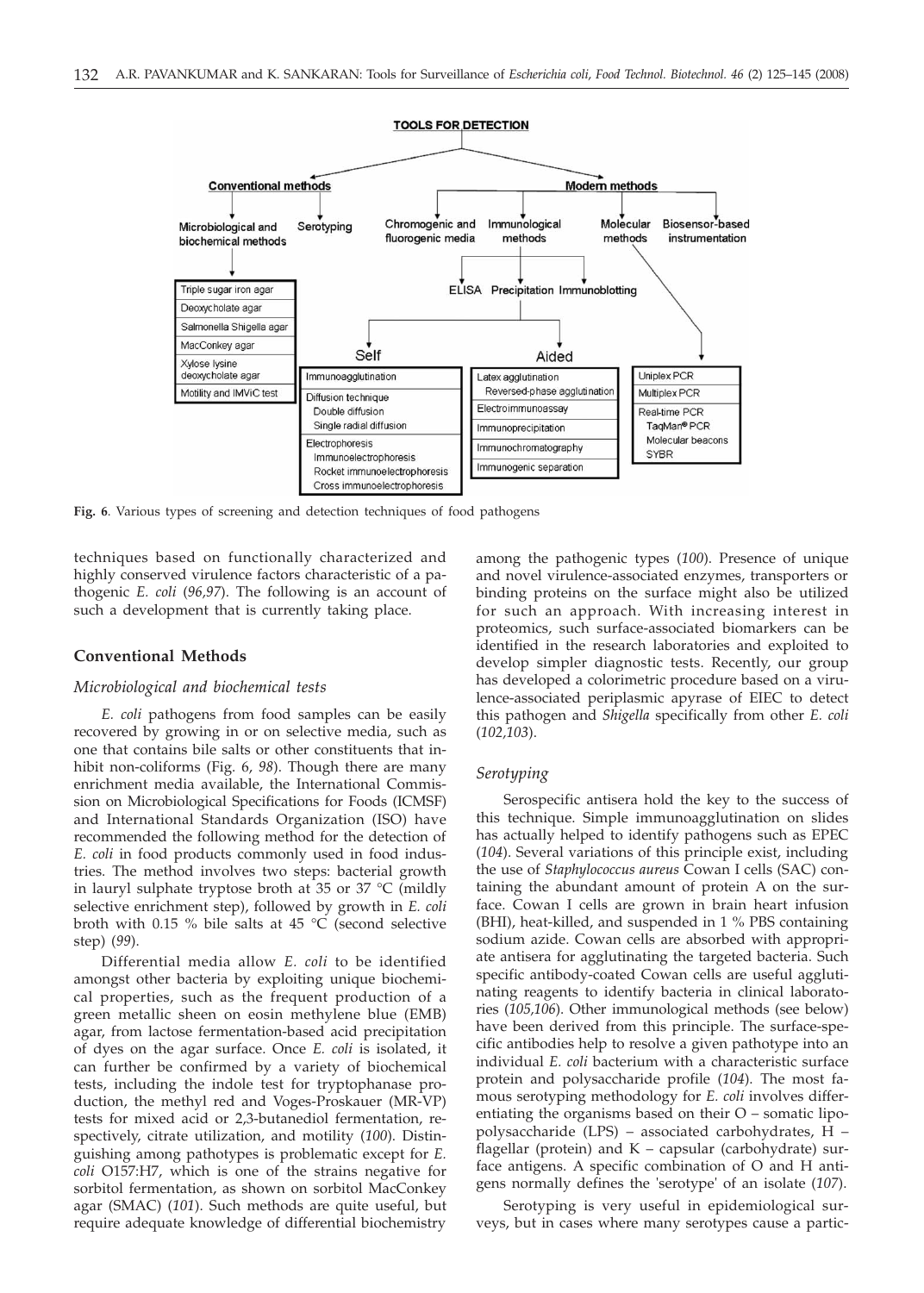**Fig. 6**. Various types of screening and detection techniques of food pathogens

techniques based on functionally characterized and highly conserved virulence factors characteristic of a pathogenic *E. coli* (*96,97*). The following is an account of such a development that is currently taking place.

## Conventional Methods

### *Microbiological and biochemical tests*

*E. coli* pathogens from food samples can be easily recovered by growing in or on selective media, such as one that contains bile salts or other constituents that inhibit non-coliforms (Fig. 6, *98*). Though there are many enrichment media available, the International Commission on Microbiological Specifications for Foods (ICMSF) and International Standards Organization (ISO) have recommended the following method for the detection of *E. coli* in food products commonly used in food industries. The method involves two steps: bacterial growth in lauryl sulphate tryptose broth at 35 or 37 °C (mildly selective enrichment step), followed by growth in *E. coli* broth with 0.15 % bile salts at 45 °C (second selective step) (*99*).

Differential media allow *E. coli* to be identified amongst other bacteria by exploiting unique biochemical properties, such as the frequent production of a green metallic sheen on eosin methylene blue (EMB) agar, from lactose fermentation-based acid precipitation of dyes on the agar surface. Once *E. coli* is isolated, it can further be confirmed by a variety of biochemical tests, including the indole test for tryptophanase production, the methyl red and Voges-Proskauer (MR-VP) tests for mixed acid or 2,3-butanediol fermentation, respectively, citrate utilization, and motility (*100*). Distinguishing among pathotypes is problematic except for *E. coli* O157:H7, which is one of the strains negative for sorbitol fermentation, as shown on sorbitol MacConkey agar (SMAC) (*101*). Such methods are quite useful, but require adequate knowledge of differential biochemistry among the pathogenic types (*100*). Presence of unique and novel virulence-associated enzymes, transporters or binding proteins on the surface might also be utilized for such an approach. With increasing interest in proteomics, such surface-associated biomarkers can be identified in the research laboratories and exploited to develop simpler diagnostic tests. Recently, our group has developed a colorimetric procedure based on a virulence-associated periplasmic apyrase of EIEC to detect this pathogen and *Shigella* specifically from other *E. coli* (*102,103*).

### *Serotyping*

Serospecific antisera hold the key to the success of this technique. Simple immunoagglutination on slides has actually helped to identify pathogens such as EPEC (*104*). Several variations of this principle exist, including the use of *Staphylococcus aureus* Cowan I cells (SAC) containing the abundant amount of protein A on the surface. Cowan I cells are grown in brain heart infusion (BHI), heat-killed, and suspended in 1 % PBS containing sodium azide. Cowan cells are absorbed with appropriate antisera for agglutinating the targeted bacteria. Such specific antibody-coated Cowan cells are useful agglutinating reagents to identify bacteria in clinical laboratories (*105,106*). Other immunological methods (see below) have been derived from this principle. The surface-specific antibodies help to resolve a given pathotype into an individual *E. coli* bacterium with a characteristic surface protein and polysaccharide profile (*104*). The most famous serotyping methodology for *E. coli* involves differentiating the organisms based on their O – somatic lipopolysaccharide (LPS) – associated carbohydrates, H – flagellar (protein) and K – capsular (carbohydrate) surface antigens. A specific combination of O and H antigens normally defines the 'serotype' of an isolate (*107*).

Serotyping is very useful in epidemiological surveys, but in cases where many serotypes cause a partic-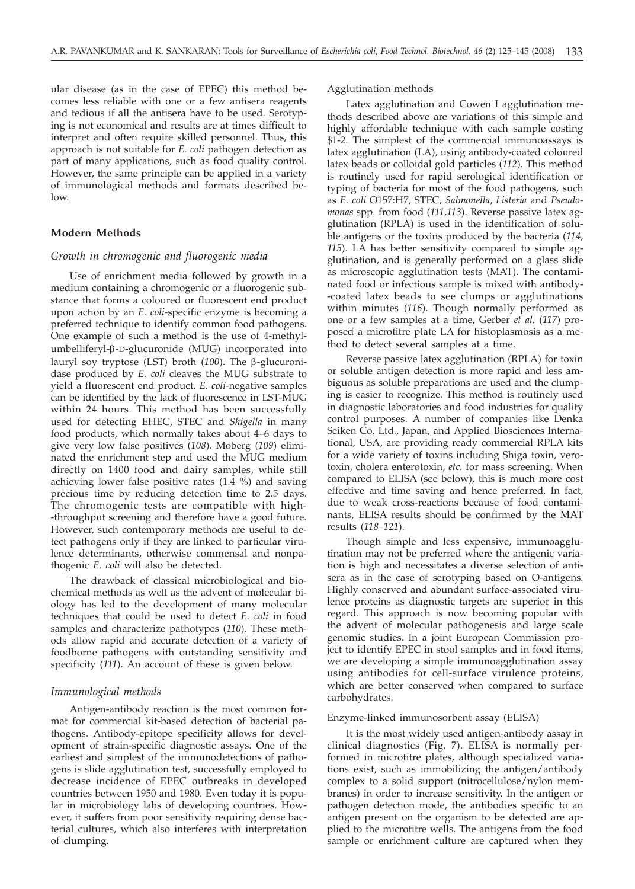ular disease (as in the case of EPEC) this method becomes less reliable with one or a few antisera reagents and tedious if all the antisera have to be used. Serotyping is not economical and results are at times difficult to interpret and often require skilled personnel. Thus, this approach is not suitable for *E. coli* pathogen detection as part of many applications, such as food quality control. However, the same principle can be applied in a variety of immunological methods and formats described below.

## Modern Methods

### *Growth in chromogenic and fluorogenic media*

Use of enrichment media followed by growth in a medium containing a chromogenic or a fluorogenic substance that forms a coloured or fluorescent end product upon action by an *E. coli*-specific enzyme is becoming a preferred technique to identify common food pathogens. One example of such a method is the use of 4-methylumbelliferyl-β-D-glucuronide (MUG) incorporated into lauryl soy tryptose (LST) broth (*100*). The β-glucuronidase produced by *E. coli* cleaves the MUG substrate to yield a fluorescent end product. *E. coli*-negative samples can be identified by the lack of fluorescence in LST-MUG within 24 hours. This method has been successfully used for detecting EHEC, STEC and *Shigella* in many food products, which normally takes about 4–6 days to give very low false positives (*108*). Moberg (*109*) eliminated the enrichment step and used the MUG medium directly on 1400 food and dairy samples, while still achieving lower false positive rates (1.4 %) and saving precious time by reducing detection time to 2.5 days. The chromogenic tests are compatible with high-throughput screening and therefore have a good future. However, such contemporary methods are useful to detect pathogens only if they are linked to particular virulence determinants, otherwise commensal and nonpathogenic *E. coli* will also be detected.

The drawback of classical microbiological and biochemical methods as well as the advent of molecular biology has led to the development of many molecular techniques that could be used to detect *E. coli* in food samples and characterize pathotypes (*110*). These methods allow rapid and accurate detection of a variety of foodborne pathogens with outstanding sensitivity and specificity (*111*). An account of these is given below.

### *Immunological methods*

Antigen-antibody reaction is the most common format for commercial kit-based detection of bacterial pathogens. Antibody-epitope specificity allows for development of strain-specific diagnostic assays. One of the earliest and simplest of the immunodetections of pathogens is slide agglutination test, successfully employed to decrease incidence of EPEC outbreaks in developed countries between 1950 and 1980. Even today it is popular in microbiology labs of developing countries. However, it suffers from poor sensitivity requiring dense bacterial cultures, which also interferes with interpretation of clumping.

#### Agglutination methods

Latex agglutination and Cowen I agglutination methods described above are variations of this simple and highly affordable technique with each sample costing $1-2. The simplest of the commercial immunoassays is latex agglutination (LA), using antibody-coated coloured latex beads or colloidal gold particles (*112*). This method is routinely used for rapid serological identification or typing of bacteria for most of the food pathogens, such as *E. coli* O157:H7, STEC, *Salmonella*, *Listeria* and *Pseudomonas* spp. from food (*111,113*). Reverse passive latex agglutination (RPLA) is used in the identification of soluble antigens or the toxins produced by the bacteria (*114, 115*). LA has better sensitivity compared to simple agglutination, and is generally performed on a glass slide as microscopic agglutination tests (MAT). The contaminated food or infectious sample is mixed with antibody-coated latex beads to see clumps or agglutinations within minutes (*116*). Though normally performed as one or a few samples at a time, Gerber *et al.* (*117*) proposed a microtitre plate LA for histoplasmosis as a method to detect several samples at a time.

Reverse passive latex agglutination (RPLA) for toxin or soluble antigen detection is more rapid and less ambiguous as soluble preparations are used and the clumping is easier to recognize. This method is routinely used in diagnostic laboratories and food industries for quality control purposes. A number of companies like Denka Seiken Co. Ltd., Japan, and Applied Biosciences International, USA, are providing ready commercial RPLA kits for a wide variety of toxins including Shiga toxin, verotoxin, cholera enterotoxin, *etc.* for mass screening. When compared to ELISA (see below), this is much more cost effective and time saving and hence preferred. In fact, due to weak cross-reactions because of food contaminants, ELISA results should be confirmed by the MAT results (*118–121*).

Though simple and less expensive, immunoagglutination may not be preferred where the antigenic variation is high and necessitates a diverse selection of antisera as in the case of serotyping based on O-antigens. Highly conserved and abundant surface-associated virulence proteins as diagnostic targets are superior in this regard. This approach is now becoming popular with the advent of molecular pathogenesis and large scale genomic studies. In a joint European Commission project to identify EPEC in stool samples and in food items, we are developing a simple immunoagglutination assay using antibodies for cell-surface virulence proteins, which are better conserved when compared to surface carbohydrates.

#### Enzyme-linked immunosorbent assay (ELISA)

It is the most widely used antigen-antibody assay in clinical diagnostics (Fig. 7). ELISA is normally performed in microtitre plates, although specialized variations exist, such as immobilizing the antigen/antibody complex to a solid support (nitrocellulose/nylon membranes) in order to increase sensitivity. In the antigen or pathogen detection mode, the antibodies specific to an antigen present on the organism to be detected are applied to the microtitre wells. The antigens from the food sample or enrichment culture are captured when they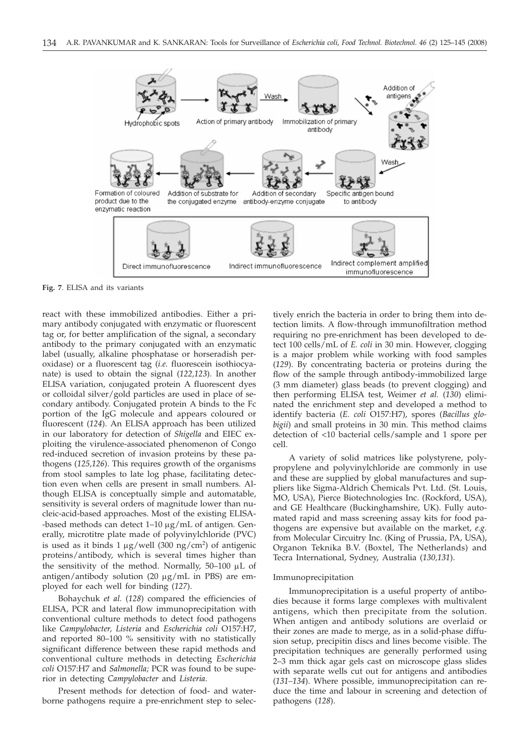Fig. 7. ELISA and its variants

react with these immobilized antibodies. Either a primary antibody conjugated with enzymatic or fluorescent tag or, for better amplification of the signal, a secondary antibody to the primary conjugated with an enzymatic label (usually, alkaline phosphatase or horseradish peroxidase) or a fluorescent tag (*i.e.* fluorescein isothiocyanate) is used to obtain the signal (*122,123*). In another ELISA variation, conjugated protein A fluorescent dyes or colloidal silver/gold particles are used in place of secondary antibody. Conjugated protein A binds to the Fc portion of the IgG molecule and appears coloured or fluorescent (*124*). An ELISA approach has been utilized in our laboratory for detection of *Shigella* and EIEC exploiting the virulence-associated phenomenon of Congo red-induced secretion of invasion proteins by these pathogens (*125,126*). This requires growth of the organisms from stool samples to late log phase, facilitating detection even when cells are present in small numbers. Although ELISA is conceptually simple and automatable, sensitivity is several orders of magnitude lower than nucleic-acid-based approaches. Most of the existing ELISA-based methods can detect 1–10 μg/mL of antigen. Generally, microtitre plate made of polyvinylchloride (PVC) is used as it binds 1 μg/well (300 ng/cm$^2$) of antigenic proteins/antibody, which is several times higher than the sensitivity of the method. Normally, 50–100 μL of antigen/antibody solution (20 μg/mL in PBS) are employed for each well for binding (*127*).

Bohaychuk *et al.* (*128*) compared the efficiencies of ELISA, PCR and lateral flow immunoprecipitation with conventional culture methods to detect food pathogens like *Campylobacter, Listeria* and *Escherichia coli* O157:H7, and reported 80–100 % sensitivity with no statistically significant difference between these rapid methods and conventional culture methods in detecting *Escherichia coli* O157:H7 and *Salmonella;* PCR was found to be superior in detecting *Campylobacter* and *Listeria*.

Present methods for detection of food- and waterborne pathogens require a pre-enrichment step to selectively enrich the bacteria in order to bring them into detection limits. A flow-through immunofiltration method requiring no pre-enrichment has been developed to detect 100 cells/mL of *E. coli* in 30 min. However, clogging is a major problem while working with food samples (*129*). By concentrating bacteria or proteins during the flow of the sample through antibody-immobilized large (3 mm diameter) glass beads (to prevent clogging) and then performing ELISA test, Weimer *et al.* (*130*) eliminated the enrichment step and developed a method to identify bacteria (*E. coli* O157:H7), spores (*Bacillus globigii*) and small proteins in 30 min. This method claims detection of <10 bacterial cells/sample and 1 spore per cell.

A variety of solid matrices like polystyrene, polypropylene and polyvinylchloride are commonly in use and these are supplied by global manufactures and suppliers like Sigma-Aldrich Chemicals Pvt. Ltd. (St. Louis, MO, USA), Pierce Biotechnologies Inc. (Rockford, USA), and GE Healthcare (Buckinghamshire, UK). Fully automated rapid and mass screening assay kits for food pathogens are expensive but available on the market, *e.g.* from Molecular Circuitry Inc. (King of Prussia, PA, USA), Organon Teknika B.V. (Boxtel, The Netherlands) and Tecra International, Sydney, Australia (*130,131*).

### Immunoprecipitation

Immunoprecipitation is a useful property of antibodies because it forms large complexes with multivalent antigens, which then precipitate from the solution. When antigen and antibody solutions are overlaid or their zones are made to merge, as in a solid-phase diffusion setup, precipitin discs and lines become visible. The precipitation techniques are generally performed using 2–3 mm thick agar gels cast on microscope glass slides with separate wells cut out for antigens and antibodies (*131–134*). Where possible, immunoprecipitation can reduce the time and labour in screening and detection of pathogens (*128*).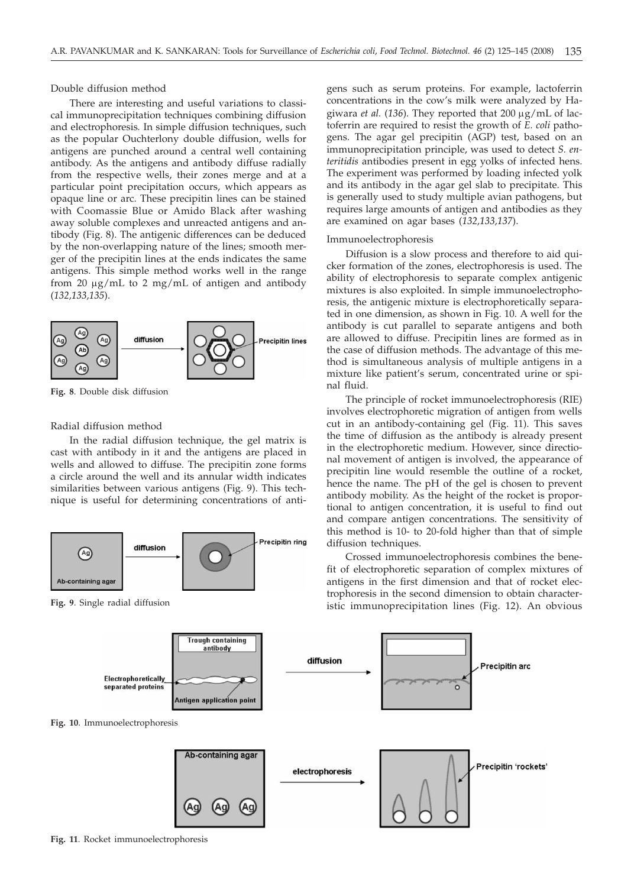### Double diffusion method

There are interesting and useful variations to classical immunoprecipitation techniques combining diffusion and electrophoresis. In simple diffusion techniques, such as the popular Ouchterlony double diffusion, wells for antigens are punched around a central well containing antibody. As the antigens and antibody diffuse radially from the respective wells, their zones merge and at a particular point precipitation occurs, which appears as opaque line or arc. These precipitin lines can be stained with Coomassie Blue or Amido Black after washing away soluble complexes and unreacted antigens and antibody (Fig. 8). The antigenic differences can be deduced by the non-overlapping nature of the lines; smooth merger of the precipitin lines at the ends indicates the same antigens. This simple method works well in the range from 20 μg/mL to 2 mg/mL of antigen and antibody (*132,133,135*).

**Fig. 8**. Double disk diffusion

### Radial diffusion method

In the radial diffusion technique, the gel matrix is cast with antibody in it and the antigens are placed in wells and allowed to diffuse. The precipitin zone forms a circle around the well and its annular width indicates similarities between various antigens (Fig. 9). This technique is useful for determining concentrations of antigens such as serum proteins. For example, lactoferrin concentrations in the cow's milk were analyzed by Hagiwara *et al.* (*136*). They reported that 200 μg/mL of lactoferrin are required to resist the growth of *E. coli* pathogens. The agar gel precipitin (AGP) test, based on an immunoprecipitation principle, was used to detect *S. enteritidis* antibodies present in egg yolks of infected hens. The experiment was performed by loading infected yolk and its antibody in the agar gel slab to precipitate. This is generally used to study multiple avian pathogens, but requires large amounts of antigen and antibodies as they are examined on agar bases (*132,133,137*).

**Fig. 9**. Single radial diffusion

### Immunoelectrophoresis

Diffusion is a slow process and therefore to aid quicker formation of the zones, electrophoresis is used. The ability of electrophoresis to separate complex antigenic mixtures is also exploited. In simple immunoelectrophoresis, the antigenic mixture is electrophoretically separated in one dimension, as shown in Fig. 10. A well for the antibody is cut parallel to separate antigens and both are allowed to diffuse. Precipitin lines are formed as in the case of diffusion methods. The advantage of this method is simultaneous analysis of multiple antigens in a mixture like patient's serum, concentrated urine or spinal fluid.

The principle of rocket immunoelectrophoresis (RIE) involves electrophoretic migration of antigen from wells cut in an antibody-containing gel (Fig. 11). This saves the time of diffusion as the antibody is already present in the electrophoretic medium. However, since directional movement of antigen is involved, the appearance of precipitin line would resemble the outline of a rocket, hence the name. The pH of the gel is chosen to prevent antibody mobility. As the height of the rocket is proportional to antigen concentration, it is useful to find out and compare antigen concentrations. The sensitivity of this method is 10- to 20-fold higher than that of simple diffusion techniques.

Crossed immunoelectrophoresis combines the benefit of electrophoretic separation of complex mixtures of antigens in the first dimension and that of rocket electrophoresis in the second dimension to obtain characteristic immunoprecipitation lines (Fig. 12). An obvious

**Fig. 10**. Immunoelectrophoresis

**Fig. 11**. Rocket immunoelectrophoresis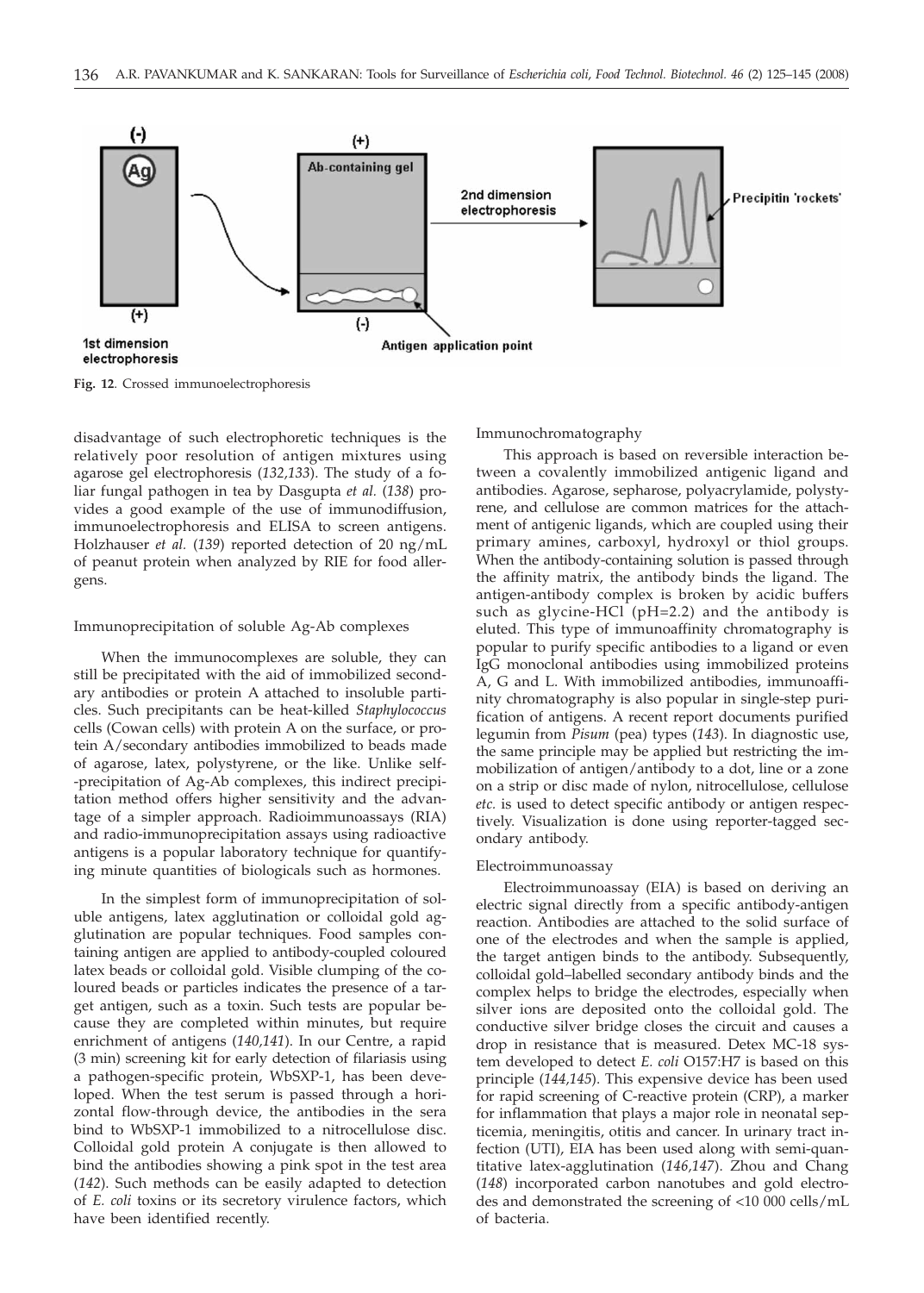Fig. 12. Crossed immunoelectrophoresis

disadvantage of such electrophoretic techniques is the relatively poor resolution of antigen mixtures using agarose gel electrophoresis (*132,133*). The study of a foliar fungal pathogen in tea by Dasgupta *et al.* (*138*) provides a good example of the use of immunodiffusion, immunoelectrophoresis and ELISA to screen antigens. Holzhauser *et al.* (*139*) reported detection of 20 ng/mL of peanut protein when analyzed by RIE for food allergens.

### Immunoprecipitation of soluble Ag-Ab complexes

When the immunocomplexes are soluble, they can still be precipitated with the aid of immobilized secondary antibodies or protein A attached to insoluble particles. Such precipitants can be heat-killed *Staphylococcus* cells (Cowan cells) with protein A on the surface, or protein A/secondary antibodies immobilized to beads made of agarose, latex, polystyrene, or the like. Unlike self-precipitation of Ag-Ab complexes, this indirect precipitation method offers higher sensitivity and the advantage of a simpler approach. Radioimmunoassays (RIA) and radio-immunoprecipitation assays using radioactive antigens is a popular laboratory technique for quantifying minute quantities of biologicals such as hormones.

In the simplest form of immunoprecipitation of soluble antigens, latex agglutination or colloidal gold agglutination are popular techniques. Food samples containing antigen are applied to antibody-coupled coloured latex beads or colloidal gold. Visible clumping of the coloured beads or particles indicates the presence of a target antigen, such as a toxin. Such tests are popular because they are completed within minutes, but require enrichment of antigens (*140,141*). In our Centre, a rapid (3 min) screening kit for early detection of filariasis using a pathogen-specific protein, WbSXP-1, has been developed. When the test serum is passed through a horizontal flow-through device, the antibodies in the sera bind to WbSXP-1 immobilized to a nitrocellulose disc. Colloidal gold protein A conjugate is then allowed to bind the antibodies showing a pink spot in the test area (*142*). Such methods can be easily adapted to detection of *E. coli* toxins or its secretory virulence factors, which have been identified recently.

### Immunochromatography

This approach is based on reversible interaction between a covalently immobilized antigenic ligand and antibodies. Agarose, sepharose, polyacrylamide, polystyrene, and cellulose are common matrices for the attachment of antigenic ligands, which are coupled using their primary amines, carboxyl, hydroxyl or thiol groups. When the antibody-containing solution is passed through the affinity matrix, the antibody binds the ligand. The antigen-antibody complex is broken by acidic buffers such as glycine-HCl (pH=2.2) and the antibody is eluted. This type of immunoaffinity chromatography is popular to purify specific antibodies to a ligand or even IgG monoclonal antibodies using immobilized proteins A, G and L. With immobilized antibodies, immunoaffinity chromatography is also popular in single-step purification of antigens. A recent report documents purified legumin from *Pisum* (pea) types (*143*). In diagnostic use, the same principle may be applied but restricting the immobilization of antigen/antibody to a dot, line or a zone on a strip or disc made of nylon, nitrocellulose, cellulose *etc.* is used to detect specific antibody or antigen respectively. Visualization is done using reporter-tagged secondary antibody.

### Electroimmunoassay

Electroimmunoassay (EIA) is based on deriving an electric signal directly from a specific antibody-antigen reaction. Antibodies are attached to the solid surface of one of the electrodes and when the sample is applied, the target antigen binds to the antibody. Subsequently, colloidal gold–labelled secondary antibody binds and the complex helps to bridge the electrodes, especially when silver ions are deposited onto the colloidal gold. The conductive silver bridge closes the circuit and causes a drop in resistance that is measured. Detex MC-18 system developed to detect *E. coli* O157:H7 is based on this principle (*144,145*). This expensive device has been used for rapid screening of C-reactive protein (CRP), a marker for inflammation that plays a major role in neonatal septicemia, meningitis, otitis and cancer. In urinary tract infection (UTI), EIA has been used along with semi-quantitative latex-agglutination (*146,147*). Zhou and Chang (*148*) incorporated carbon nanotubes and gold electrodes and demonstrated the screening of <10 000 cells/mL of bacteria.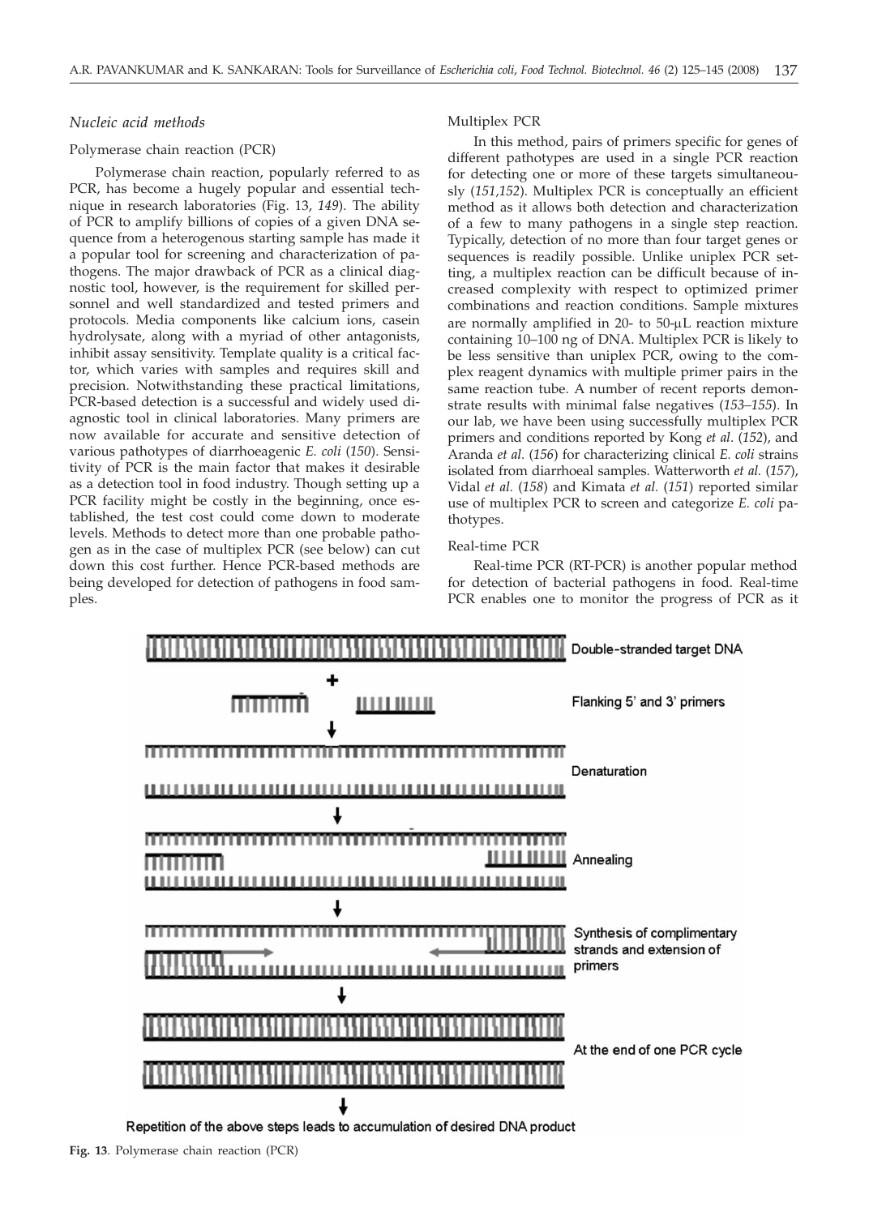### *Nucleic acid methods*

#### Polymerase chain reaction (PCR)

Polymerase chain reaction, popularly referred to as PCR, has become a hugely popular and essential technique in research laboratories (Fig. 13, *149*). The ability of PCR to amplify billions of copies of a given DNA sequence from a heterogenous starting sample has made it a popular tool for screening and characterization of pathogens. The major drawback of PCR as a clinical diagnostic tool, however, is the requirement for skilled personnel and well standardized and tested primers and protocols. Media components like calcium ions, casein hydrolysate, along with a myriad of other antagonists, inhibit assay sensitivity. Template quality is a critical factor, which varies with samples and requires skill and precision. Notwithstanding these practical limitations, PCR-based detection is a successful and widely used diagnostic tool in clinical laboratories. Many primers are now available for accurate and sensitive detection of various pathotypes of diarrhoeagenic *E. coli* (*150*). Sensitivity of PCR is the main factor that makes it desirable as a detection tool in food industry. Though setting up a PCR facility might be costly in the beginning, once established, the test cost could come down to moderate levels. Methods to detect more than one probable pathogen as in the case of multiplex PCR (see below) can cut down this cost further. Hence PCR-based methods are being developed for detection of pathogens in food samples.

#### Multiplex PCR

In this method, pairs of primers specific for genes of different pathotypes are used in a single PCR reaction for detecting one or more of these targets simultaneously (*151,152*). Multiplex PCR is conceptually an efficient method as it allows both detection and characterization of a few to many pathogens in a single step reaction. Typically, detection of no more than four target genes or sequences is readily possible. Unlike uniplex PCR setting, a multiplex reaction can be difficult because of increased complexity with respect to optimized primer combinations and reaction conditions. Sample mixtures are normally amplified in 20- to 50-μL reaction mixture containing 10–100 ng of DNA. Multiplex PCR is likely to be less sensitive than uniplex PCR, owing to the complex reagent dynamics with multiple primer pairs in the same reaction tube. A number of recent reports demonstrate results with minimal false negatives (*153–155*). In our lab, we have been using successfully multiplex PCR primers and conditions reported by Kong *et al.* (*152*), and Aranda *et al.* (*156*) for characterizing clinical *E. coli* strains isolated from diarrhoeal samples. Watterworth *et al.* (*157*), Vidal *et al.* (*158*) and Kimata *et al.* (*151*) reported similar use of multiplex PCR to screen and categorize *E. coli* pathotypes.

#### Real-time PCR

Real-time PCR (RT-PCR) is another popular method for detection of bacterial pathogens in food. Real-time PCR enables one to monitor the progress of PCR as it

Double-stranded target DNA

Flanking 5' and 3' primers

Denaturation

Annealing

Synthesis of complimentary strands and extension of primers

At the end of one PCR cycle

Repetition of the above steps leads to accumulation of desired DNA product

**Fig. 13**. Polymerase chain reaction (PCR)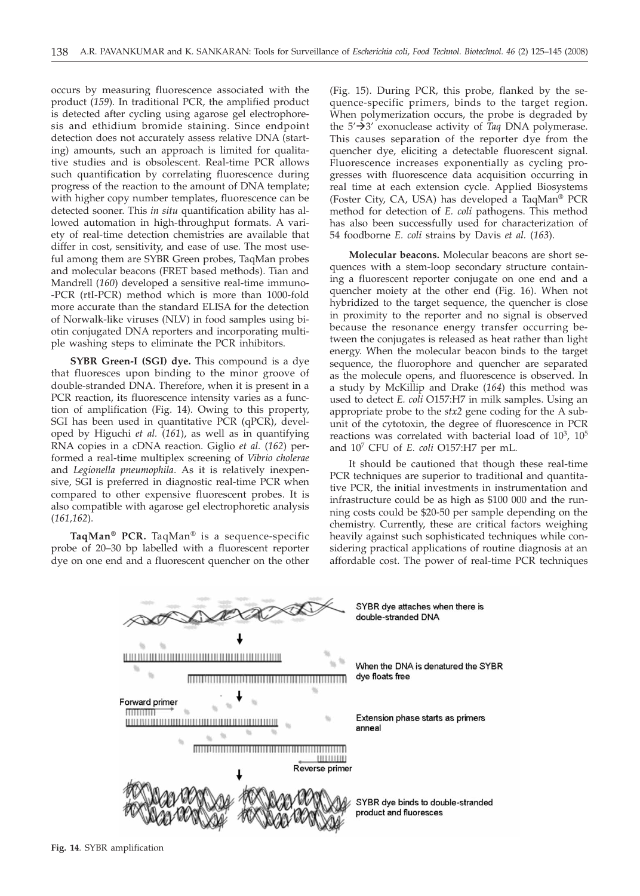occurs by measuring fluorescence associated with the product (*159*). In traditional PCR, the amplified product is detected after cycling using agarose gel electrophoresis and ethidium bromide staining. Since endpoint detection does not accurately assess relative DNA (starting) amounts, such an approach is limited for qualitative studies and is obsolescent. Real-time PCR allows such quantification by correlating fluorescence during progress of the reaction to the amount of DNA template; with higher copy number templates, fluorescence can be detected sooner. This *in situ* quantification ability has allowed automation in high-throughput formats. A variety of real-time detection chemistries are available that differ in cost, sensitivity, and ease of use. The most useful among them are SYBR Green probes, TaqMan probes and molecular beacons (FRET based methods). Tian and Mandrell (*160*) developed a sensitive real-time immuno-PCR (rtI-PCR) method which is more than 1000-fold more accurate than the standard ELISA for the detection of Norwalk-like viruses (NLV) in food samples using biotin conjugated DNA reporters and incorporating multiple washing steps to eliminate the PCR inhibitors.

**SYBR Green-I (SGI) dye.** This compound is a dye that fluoresces upon binding to the minor groove of double-stranded DNA. Therefore, when it is present in a PCR reaction, its fluorescence intensity varies as a function of amplification (Fig. 14). Owing to this property, SGI has been used in quantitative PCR (qPCR), developed by Higuchi *et al.* (*161*), as well as in quantifying RNA copies in a cDNA reaction. Giglio *et al.* (*162*) performed a real-time multiplex screening of *Vibrio cholerae* and *Legionella pneumophila*. As it is relatively inexpensive, SGI is preferred in diagnostic real-time PCR when compared to other expensive fluorescent probes. It is also compatible with agarose gel electrophoretic analysis (*161,162*).

**TaqMan® PCR.** TaqMan® is a sequence-specific probe of 20–30 bp labelled with a fluorescent reporter dye on one end and a fluorescent quencher on the other (Fig. 15). During PCR, this probe, flanked by the sequence-specific primers, binds to the target region. When polymerization occurs, the probe is degraded by the 5'→3' exonuclease activity of *Taq* DNA polymerase. This causes separation of the reporter dye from the quencher dye, eliciting a detectable fluorescent signal. Fluorescence increases exponentially as cycling progresses with fluorescence data acquisition occurring in real time at each extension cycle. Applied Biosystems (Foster City, CA, USA) has developed a TaqMan® PCR method for detection of *E. coli* pathogens. This method has also been successfully used for characterization of 54 foodborne *E. coli* strains by Davis *et al.* (*163*).

**Molecular beacons.** Molecular beacons are short sequences with a stem-loop secondary structure containing a fluorescent reporter conjugate on one end and a quencher moiety at the other end (Fig. 16). When not hybridized to the target sequence, the quencher is close in proximity to the reporter and no signal is observed because the resonance energy transfer occurring between the conjugates is released as heat rather than light energy. When the molecular beacon binds to the target sequence, the fluorophore and quencher are separated as the molecule opens, and fluorescence is observed. In a study by McKillip and Drake (*164*) this method was used to detect *E. coli* O157:H7 in milk samples. Using an appropriate probe to the *stx2* gene coding for the A subunit of the cytotoxin, the degree of fluorescence in PCR reactions was correlated with bacterial load of $10^3$, $10^5$ and $10^7$ CFU of *E. coli* O157:H7 per mL.

It should be cautioned that though these real-time PCR techniques are superior to traditional and quantitative PCR, the initial investments in instrumentation and infrastructure could be as high as \$100 000 and the running costs could be \$20-50 per sample depending on the chemistry. Currently, these are critical factors weighing heavily against such sophisticated techniques while considering practical applications of routine diagnosis at an affordable cost. The power of real-time PCR techniques

SYBR dye attaches when there is double-stranded DNA

When the DNA is denatured the SYBR dye floats free

Forward primer

Extension phase starts as primers anneal

Reverse primer

SYBR dye binds to double-stranded product and fluoresces

**Fig. 14**. SYBR amplification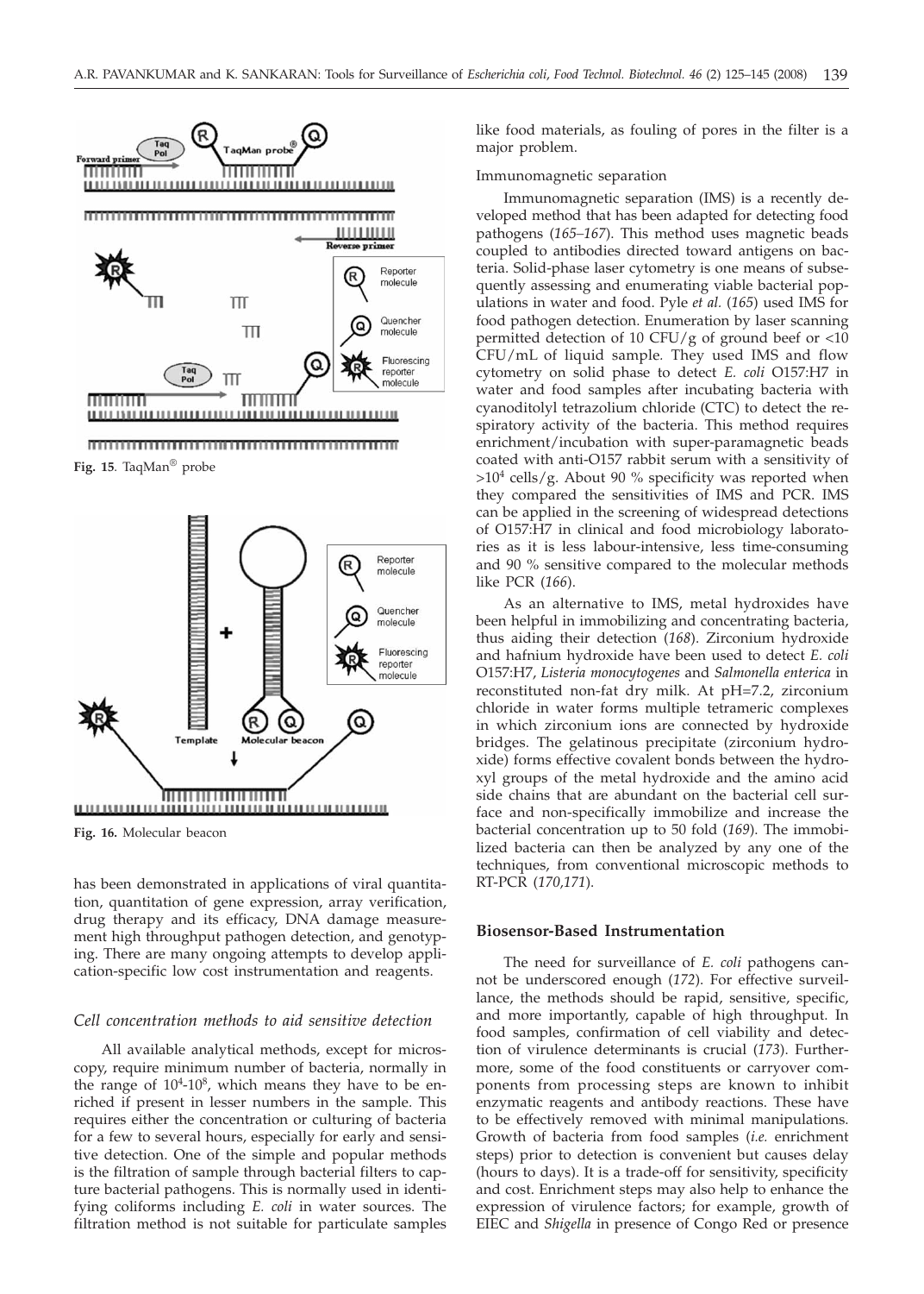Fig. 15. TaqMan® probe

Fig. 16. Molecular beacon

has been demonstrated in applications of viral quantitation, quantitation of gene expression, array verification, drug therapy and its efficacy, DNA damage measurement high throughput pathogen detection, and genotyping. There are many ongoing attempts to develop application-specific low cost instrumentation and reagents.

### *Cell concentration methods to aid sensitive detection*

All available analytical methods, except for microscopy, require minimum number of bacteria, normally in the range of $10^4$-$10^8$, which means they have to be enriched if present in lesser numbers in the sample. This requires either the concentration or culturing of bacteria for a few to several hours, especially for early and sensitive detection. One of the simple and popular methods is the filtration of sample through bacterial filters to capture bacterial pathogens. This is normally used in identifying coliforms including *E. coli* in water sources. The filtration method is not suitable for particulate samples like food materials, as fouling of pores in the filter is a major problem.

Immunomagnetic separation

Immunomagnetic separation (IMS) is a recently developed method that has been adapted for detecting food pathogens (*165–167*). This method uses magnetic beads coupled to antibodies directed toward antigens on bacteria. Solid-phase laser cytometry is one means of subsequently assessing and enumerating viable bacterial populations in water and food. Pyle *et al.* (*165*) used IMS for food pathogen detection. Enumeration by laser scanning permitted detection of 10 CFU/g of ground beef or <10 CFU/mL of liquid sample. They used IMS and flow cytometry on solid phase to detect *E. coli* O157:H7 in water and food samples after incubating bacteria with cyanoditolyl tetrazolium chloride (CTC) to detect the respiratory activity of the bacteria. This method requires enrichment/incubation with super-paramagnetic beads coated with anti-O157 rabbit serum with a sensitivity of $>10^4$ cells/g. About 90 % specificity was reported when they compared the sensitivities of IMS and PCR. IMS can be applied in the screening of widespread detections of O157:H7 in clinical and food microbiology laboratories as it is less labour-intensive, less time-consuming and 90 % sensitive compared to the molecular methods like PCR (*166*).

As an alternative to IMS, metal hydroxides have been helpful in immobilizing and concentrating bacteria, thus aiding their detection (*168*). Zirconium hydroxide and hafnium hydroxide have been used to detect *E. coli* O157:H7, *Listeria monocytogenes* and *Salmonella enterica* in reconstituted non-fat dry milk. At pH=7.2, zirconium chloride in water forms multiple tetrameric complexes in which zirconium ions are connected by hydroxide bridges. The gelatinous precipitate (zirconium hydroxide) forms effective covalent bonds between the hydroxyl groups of the metal hydroxide and the amino acid side chains that are abundant on the bacterial cell surface and non-specifically immobilize and increase the bacterial concentration up to 50 fold (*169*). The immobilized bacteria can then be analyzed by any one of the techniques, from conventional microscopic methods to RT-PCR (*170,171*).

## **Biosensor-Based Instrumentation**

The need for surveillance of *E. coli* pathogens cannot be underscored enough (*172*). For effective surveillance, the methods should be rapid, sensitive, specific, and more importantly, capable of high throughput. In food samples, confirmation of cell viability and detection of virulence determinants is crucial (*173*). Furthermore, some of the food constituents or carryover components from processing steps are known to inhibit enzymatic reagents and antibody reactions. These have to be effectively removed with minimal manipulations. Growth of bacteria from food samples (*i.e.* enrichment steps) prior to detection is convenient but causes delay (hours to days). It is a trade-off for sensitivity, specificity and cost. Enrichment steps may also help to enhance the expression of virulence factors; for example, growth of EIEC and *Shigella* in presence of Congo Red or presence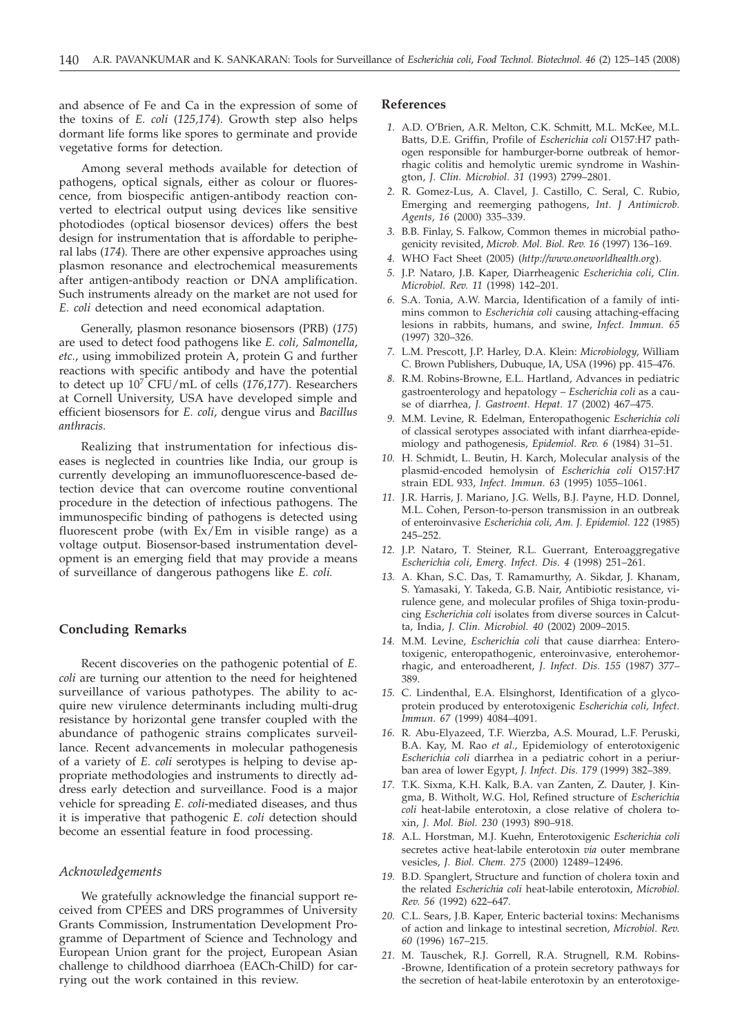and absence of Fe and Ca in the expression of some of the toxins of *E. coli* (*125,174*). Growth step also helps dormant life forms like spores to germinate and provide vegetative forms for detection.

Among several methods available for detection of pathogens, optical signals, either as colour or fluorescence, from biospecific antigen-antibody reaction converted to electrical output using devices like sensitive photodiodes (optical biosensor devices) offers the best design for instrumentation that is affordable to peripheral labs (*174*). There are other expensive approaches using plasmon resonance and electrochemical measurements after antigen-antibody reaction or DNA amplification. Such instruments already on the market are not used for *E. coli* detection and need economical adaptation.

Generally, plasmon resonance biosensors (PRB) (*175*) are used to detect food pathogens like *E. coli*, *Salmonella*, *etc.*, using immobilized protein A, protein G and further reactions with specific antibody and have the potential to detect up $10^7$ CFU/mL of cells (*176,177*). Researchers at Cornell University, USA have developed simple and efficient biosensors for *E. coli*, dengue virus and *Bacillus anthracis.*

Realizing that instrumentation for infectious diseases is neglected in countries like India, our group is currently developing an immunofluorescence-based detection device that can overcome routine conventional procedure in the detection of infectious pathogens. The immunospecific binding of pathogens is detected using fluorescent probe (with Ex/Em in visible range) as a voltage output. Biosensor-based instrumentation development is an emerging field that may provide a means of surveillance of dangerous pathogens like *E. coli.*

## Concluding Remarks

Recent discoveries on the pathogenic potential of *E. coli* are turning our attention to the need for heightened surveillance of various pathotypes. The ability to acquire new virulence determinants including multi-drug resistance by horizontal gene transfer coupled with the abundance of pathogenic strains complicates surveillance. Recent advancements in molecular pathogenesis of a variety of *E. coli* serotypes is helping to devise appropriate methodologies and instruments to directly address early detection and surveillance. Food is a major vehicle for spreading *E. coli*-mediated diseases, and thus it is imperative that pathogenic *E. coli* detection should become an essential feature in food processing.

### *Acknowledgements*

We gratefully acknowledge the financial support received from CPEES and DRS programmes of University Grants Commission, Instrumentation Development Programme of Department of Science and Technology and European Union grant for the project, European Asian challenge to childhood diarrhoea (EACh-ChilD) for carrying out the work contained in this review.

## References

*1.* A.D. O'Brien, A.R. Melton, C.K. Schmitt, M.L. McKee, M.L. Batts, D.E. Griffin, Profile of *Escherichia coli* O157:H7 pathogen responsible for hamburger-borne outbreak of hemorrhagic colitis and hemolytic uremic syndrome in Washington, *J. Clin. Microbiol. 31* (1993) 2799–2801.

*2.* R. Gomez-Lus, A. Clavel, J. Castillo, C. Seral, C. Rubio, Emerging and reemerging pathogens, *Int. J Antimicrob. Agents*, *16* (2000) 335–339.

*3.* B.B. Finlay, S. Falkow, Common themes in microbial pathogenicity revisited, *Microb. Mol. Biol. Rev. 16* (1997) 136–169.

*4.* WHO Fact Sheet (2005) (*http://www.oneworldhealth.org*).

*5.* J.P. Nataro, J.B. Kaper, Diarrheagenic *Escherichia coli*, *Clin. Microbiol. Rev. 11* (1998) 142–201.

*6.* S.A. Tonia, A.W. Marcia, Identification of a family of intimins common to *Escherichia coli* causing attaching-effacing lesions in rabbits, humans, and swine, *Infect. Immun. 65* (1997) 320–326.

*7.* L.M. Prescott, J.P. Harley, D.A. Klein: *Microbiology*, William C. Brown Publishers, Dubuque, IA, USA (1996) pp. 415–476.

*8.* R.M. Robins-Browne, E.L. Hartland, Advances in pediatric gastroenterology and hepatology – *Escherichia coli* as a cause of diarrhea, *J. Gastroent. Hepat. 17* (2002) 467–475.

*9.* M.M. Levine, R. Edelman, Enteropathogenic *Escherichia coli* of classical serotypes associated with infant diarrhea-epidemiology and pathogenesis, *Epidemiol. Rev. 6* (1984) 31–51.

*10.* H. Schmidt, L. Beutin, H. Karch, Molecular analysis of the plasmid-encoded hemolysin of *Escherichia coli* O157:H7 strain EDL 933, *Infect. Immun. 63* (1995) 1055–1061.

*11.* J.R. Harris, J. Mariano, J.G. Wells, B.J. Payne, H.D. Donnel, M.L. Cohen, Person-to-person transmission in an outbreak of enteroinvasive *Escherichia coli*, *Am. J. Epidemiol. 122* (1985) 245–252.

*12.* J.P. Nataro, T. Steiner, R.L. Guerrant, Enteroaggregative *Escherichia coli*, *Emerg. Infect. Dis. 4* (1998) 251–261.

*13.* A. Khan, S.C. Das, T. Ramamurthy, A. Sikdar, J. Khanam, S. Yamasaki, Y. Takeda, G.B. Nair, Antibiotic resistance, virulence gene, and molecular profiles of Shiga toxin-producing *Escherichia coli* isolates from diverse sources in Calcutta, India, *J. Clin. Microbiol. 40* (2002) 2009–2015.

*14.* M.M. Levine, *Escherichia coli* that cause diarrhea: Enterotoxigenic, enteropathogenic, enteroinvasive, enterohemorrhagic, and enteroadherent, *J. Infect. Dis. 155* (1987) 377–389.

*15.* C. Lindenthal, E.A. Elsinghorst, Identification of a glycoprotein produced by enterotoxigenic *Escherichia coli*, *Infect. Immun. 67* (1999) 4084–4091.

*16.* R. Abu-Elyazeed, T.F. Wierzba, A.S. Mourad, L.F. Peruski, B.A. Kay, M. Rao *et al.*, Epidemiology of enterotoxigenic *Escherichia coli* diarrhea in a pediatric cohort in a periurban area of lower Egypt, *J. Infect. Dis. 179* (1999) 382–389.

*17.* T.K. Sixma, K.H. Kalk, B.A. van Zanten, Z. Dauter, J. Kingma, B. Witholt, W.G. Hol, Refined structure of *Escherichia coli* heat-labile enterotoxin, a close relative of cholera toxin, *J. Mol. Biol. 230* (1993) 890–918.

*18.* A.L. Horstman, M.J. Kuehn, Enterotoxigenic *Escherichia coli* secretes active heat-labile enterotoxin *via* outer membrane vesicles, *J. Biol. Chem. 275* (2000) 12489–12496.

*19.* B.D. Spanglert, Structure and function of cholera toxin and the related *Escherichia coli* heat-labile enterotoxin, *Microbiol. Rev. 56* (1992) 622–647.

*20.* C.L. Sears, J.B. Kaper, Enteric bacterial toxins: Mechanisms of action and linkage to intestinal secretion, *Microbiol. Rev. 60* (1996) 167–215.

*21.* M. Tauschek, R.J. Gorrell, R.A. Strugnell, R.M. Robins-Browne, Identification of a protein secretory pathways for the secretion of heat-labile enterotoxin by an enterotoxige-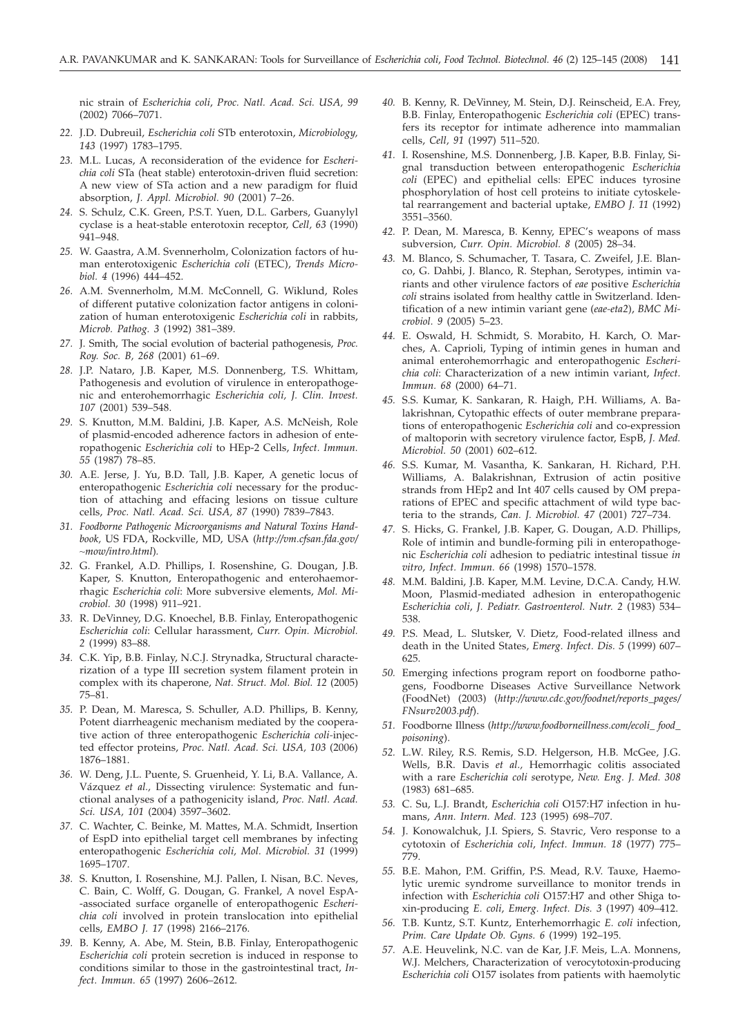nic strain of *Escherichia coli*, *Proc. Natl. Acad. Sci. USA, 99* (2002) 7066–7071.

22. J.D. Dubreuil, *Escherichia coli* STb enterotoxin, *Microbiology, 143* (1997) 1783–1795.

23. M.L. Lucas, A reconsideration of the evidence for *Escherichia coli* STa (heat stable) enterotoxin-driven fluid secretion: A new view of STa action and a new paradigm for fluid absorption, *J. Appl. Microbiol. 90* (2001) 7–26.

24. S. Schulz, C.K. Green, P.S.T. Yuen, D.L. Garbers, Guanylyl cyclase is a heat-stable enterotoxin receptor, *Cell, 63* (1990) 941–948.

25. W. Gaastra, A.M. Svennerholm, Colonization factors of human enterotoxigenic *Escherichia coli* (ETEC), *Trends Microbiol. 4* (1996) 444–452.

26. A.M. Svennerholm, M.M. McConnell, G. Wiklund, Roles of different putative colonization factor antigens in colonization of human enterotoxigenic *Escherichia coli* in rabbits, *Microb. Pathog. 3* (1992) 381–389.

27. J. Smith, The social evolution of bacterial pathogenesis, *Proc. Roy. Soc. B, 268* (2001) 61–69.

28. J.P. Nataro, J.B. Kaper, M.S. Donnenberg, T.S. Whittam, Pathogenesis and evolution of virulence in enteropathogenic and enterohemorrhagic *Escherichia coli*, *J. Clin. Invest. 107* (2001) 539–548.

29. S. Knutton, M.M. Baldini, J.B. Kaper, A.S. McNeish, Role of plasmid-encoded adherence factors in adhesion of enteropathogenic *Escherichia coli* to HEp-2 Cells, *Infect. Immun. 55* (1987) 78–85.

30. A.E. Jerse, J. Yu, B.D. Tall, J.B. Kaper, A genetic locus of enteropathogenic *Escherichia coli* necessary for the production of attaching and effacing lesions on tissue culture cells, *Proc. Natl. Acad. Sci. USA, 87* (1990) 7839–7843.

31. *Foodborne Pathogenic Microorganisms and Natural Toxins Handbook,* US FDA, Rockville, MD, USA (*http://vm.cfsan.fda.gov/~mow/intro.html*).

32. G. Frankel, A.D. Phillips, I. Rosenshine, G. Dougan, J.B. Kaper, S. Knutton, Enteropathogenic and enterohaemorrhagic *Escherichia coli*: More subversive elements, *Mol. Microbiol. 30* (1998) 911–921.

33. R. DeVinney, D.G. Knoechel, B.B. Finlay, Enteropathogenic *Escherichia coli*: Cellular harassment, *Curr. Opin. Microbiol. 2* (1999) 83–88.

34. C.K. Yip, B.B. Finlay, N.C.J. Strynadka, Structural characterization of a type III secretion system filament protein in complex with its chaperone, *Nat. Struct. Mol. Biol. 12* (2005) 75–81.

35. P. Dean, M. Maresca, S. Schuller, A.D. Phillips, B. Kenny, Potent diarrheagenic mechanism mediated by the cooperative action of three enteropathogenic *Escherichia coli*-injected effector proteins, *Proc. Natl. Acad. Sci. USA, 103* (2006) 1876–1881.

36. W. Deng, J.L. Puente, S. Gruenheid, Y. Li, B.A. Vallance, A. Vázquez *et al.*, Dissecting virulence: Systematic and functional analyses of a pathogenicity island, *Proc. Natl. Acad. Sci. USA, 101* (2004) 3597–3602.

37. C. Wachter, C. Beinke, M. Mattes, M.A. Schmidt, Insertion of EspD into epithelial target cell membranes by infecting enteropathogenic *Escherichia coli*, *Mol. Microbiol. 31* (1999) 1695–1707.

38. S. Knutton, I. Rosenshine, M.J. Pallen, I. Nisan, B.C. Neves, C. Bain, C. Wolff, G. Dougan, G. Frankel, A novel EspA-associated surface organelle of enteropathogenic *Escherichia coli* involved in protein translocation into epithelial cells, *EMBO J. 17* (1998) 2166–2176.

39. B. Kenny, A. Abe, M. Stein, B.B. Finlay, Enteropathogenic *Escherichia coli* protein secretion is induced in response to conditions similar to those in the gastrointestinal tract, *Infect. Immun. 65* (1997) 2606–2612.

40. B. Kenny, R. DeVinney, M. Stein, D.J. Reinscheid, E.A. Frey, B.B. Finlay, Enteropathogenic *Escherichia coli* (EPEC) transfers its receptor for intimate adherence into mammalian cells, *Cell, 91* (1997) 511–520.

41. I. Rosenshine, M.S. Donnenberg, J.B. Kaper, B.B. Finlay, Signal transduction between enteropathogenic *Escherichia coli* (EPEC) and epithelial cells: EPEC induces tyrosine phosphorylation of host cell proteins to initiate cytoskeletal rearrangement and bacterial uptake, *EMBO J. 11* (1992) 3551–3560.

42. P. Dean, M. Maresca, B. Kenny, EPEC's weapons of mass subversion, *Curr. Opin. Microbiol. 8* (2005) 28–34.

43. M. Blanco, S. Schumacher, T. Tasara, C. Zweifel, J.E. Blanco, G. Dahbi, J. Blanco, R. Stephan, Serotypes, intimin variants and other virulence factors of *eae* positive *Escherichia coli* strains isolated from healthy cattle in Switzerland. Identification of a new intimin variant gene (*eae-eta2*), *BMC Microbiol. 9* (2005) 5–23.

44. E. Oswald, H. Schmidt, S. Morabito, H. Karch, O. Marches, A. Caprioli, Typing of intimin genes in human and animal enterohemorrhagic and enteropathogenic *Escherichia coli*: Characterization of a new intimin variant, *Infect. Immun. 68* (2000) 64–71.

45. S.S. Kumar, K. Sankaran, R. Haigh, P.H. Williams, A. Balakrishnan, Cytopathic effects of outer membrane preparations of enteropathogenic *Escherichia coli* and co-expression of maltoporin with secretory virulence factor, EspB, *J. Med. Microbiol. 50* (2001) 602–612.

46. S.S. Kumar, M. Vasantha, K. Sankaran, H. Richard, P.H. Williams, A. Balakrishnan, Extrusion of actin positive strands from HEp2 and Int 407 cells caused by OM preparations of EPEC and specific attachment of wild type bacteria to the strands, *Can. J. Microbiol. 47* (2001) 727–734.

47. S. Hicks, G. Frankel, J.B. Kaper, G. Dougan, A.D. Phillips, Role of intimin and bundle-forming pili in enteropathogenic *Escherichia coli* adhesion to pediatric intestinal tissue *in vitro*, *Infect. Immun. 66* (1998) 1570–1578.

48. M.M. Baldini, J.B. Kaper, M.M. Levine, D.C.A. Candy, H.W. Moon, Plasmid-mediated adhesion in enteropathogenic *Escherichia coli*, *J. Pediatr. Gastroenterol. Nutr. 2* (1983) 534–538.

49. P.S. Mead, L. Slutsker, V. Dietz, Food-related illness and death in the United States, *Emerg. Infect. Dis. 5* (1999) 607–625.

50. Emerging infections program report on foodborne pathogens, Foodborne Diseases Active Surveillance Network (FoodNet) (2003) (*http://www.cdc.gov/foodnet/reports_pages/FNsurv2003.pdf*).

51. Foodborne Illness (*http://www.foodborneillness.com/ecoli_ food_poisoning*).

52. L.W. Riley, R.S. Remis, S.D. Helgerson, H.B. McGee, J.G. Wells, B.R. Davis *et al.*, Hemorrhagic colitis associated with a rare *Escherichia coli* serotype, *New. Eng. J. Med. 308* (1983) 681–685.

53. C. Su, L.J. Brandt, *Escherichia coli* O157:H7 infection in humans, *Ann. Intern. Med. 123* (1995) 698–707.

54. J. Konowalchuk, J.I. Spiers, S. Stavric, Vero response to a cytotoxin of *Escherichia coli*, *Infect. Immun. 18* (1977) 775–779.

55. B.E. Mahon, P.M. Griffin, P.S. Mead, R.V. Tauxe, Haemolytic uremic syndrome surveillance to monitor trends in infection with *Escherichia coli* O157:H7 and other Shiga toxin-producing *E. coli*, *Emerg. Infect. Dis. 3* (1997) 409–412.

56. T.B. Kuntz, S.T. Kuntz, Enterhemorrhagic *E. coli* infection, *Prim. Care Update Ob. Gyns. 6* (1999) 192–195.

57. A.E. Heuvelink, N.C. van de Kar, J.F. Meis, L.A. Monnens, W.J. Melchers, Characterization of verocytotoxin-producing *Escherichia coli* O157 isolates from patients with haemolytic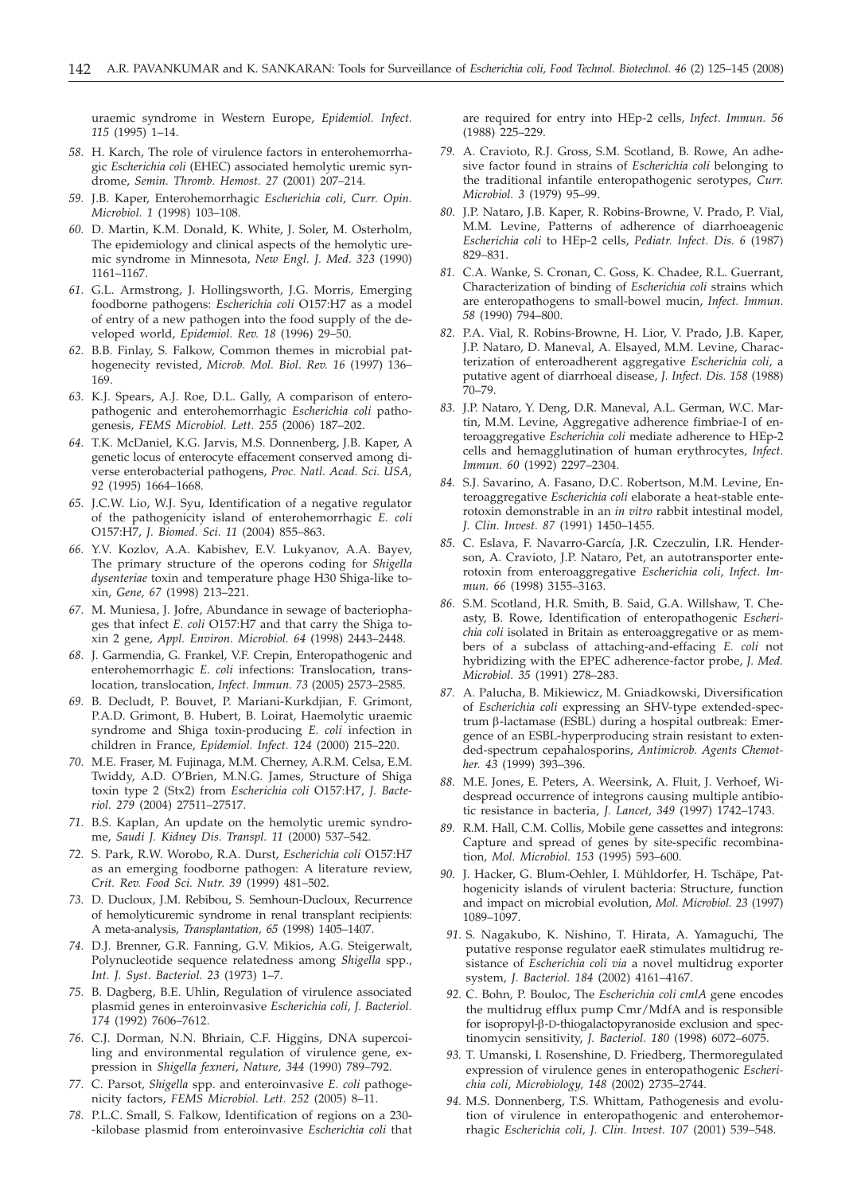uraemic syndrome in Western Europe, *Epidemiol. Infect. 115* (1995) 1–14.

*58.* H. Karch, The role of virulence factors in enterohemorrhagic *Escherichia coli* (EHEC) associated hemolytic uremic syndrome, *Semin. Thromb. Hemost. 27* (2001) 207–214.

*59.* J.B. Kaper, Enterohemorrhagic *Escherichia coli*, *Curr. Opin. Microbiol. 1* (1998) 103–108.

*60.* D. Martin, K.M. Donald, K. White, J. Soler, M. Osterholm, The epidemiology and clinical aspects of the hemolytic uremic syndrome in Minnesota, *New Engl. J. Med. 323* (1990) 1161–1167.

*61.* G.L. Armstrong, J. Hollingsworth, J.G. Morris, Emerging foodborne pathogens: *Escherichia coli* O157:H7 as a model of entry of a new pathogen into the food supply of the developed world, *Epidemiol. Rev. 18* (1996) 29–50.

*62.* B.B. Finlay, S. Falkow, Common themes in microbial pathogenecity revisted, *Microb. Mol. Biol. Rev. 16* (1997) 136–169.

*63.* K.J. Spears, A.J. Roe, D.L. Gally, A comparison of enteropathogenic and enterohemorrhagic *Escherichia coli* pathogenesis, *FEMS Microbiol. Lett. 255* (2006) 187–202.

*64.* T.K. McDaniel, K.G. Jarvis, M.S. Donnenberg, J.B. Kaper, A genetic locus of enterocyte effacement conserved among diverse enterobacterial pathogens, *Proc. Natl. Acad. Sci. USA, 92* (1995) 1664–1668.

*65.* J.C.W. Lio, W.J. Syu, Identification of a negative regulator of the pathogenicity island of enterohemorrhagic *E. coli* O157:H7, *J. Biomed. Sci. 11* (2004) 855–863.

*66.* Y.V. Kozlov, A.A. Kabishev, E.V. Lukyanov, A.A. Bayev, The primary structure of the operons coding for *Shigella dysenteriae* toxin and temperature phage H30 Shiga-like toxin, *Gene, 67* (1998) 213–221.

*67.* M. Muniesa, J. Jofre, Abundance in sewage of bacteriophages that infect *E. coli* O157:H7 and that carry the Shiga toxin 2 gene, *Appl. Environ. Microbiol. 64* (1998) 2443–2448.

*68.* J. Garmendia, G. Frankel, V.F. Crepin, Enteropathogenic and enterohemorrhagic *E. coli* infections: Translocation, translocation, translocation, *Infect. Immun. 73* (2005) 2573–2585.

*69.* B. Decludt, P. Bouvet, P. Mariani-Kurkdjian, F. Grimont, P.A.D. Grimont, B. Hubert, B. Loirat, Haemolytic uraemic syndrome and Shiga toxin-producing *E. coli* infection in children in France, *Epidemiol. Infect. 124* (2000) 215–220.

*70.* M.E. Fraser, M. Fujinaga, M.M. Cherney, A.R.M. Celsa, E.M. Twiddy, A.D. O'Brien, M.N.G. James, Structure of Shiga toxin type 2 (Stx2) from *Escherichia coli* O157:H7, *J. Bacteriol. 279* (2004) 27511–27517.

*71.* B.S. Kaplan, An update on the hemolytic uremic syndrome, *Saudi J. Kidney Dis. Transpl. 11* (2000) 537–542.

*72.* S. Park, R.W. Worobo, R.A. Durst, *Escherichia coli* O157:H7 as an emerging foodborne pathogen: A literature review, *Crit. Rev. Food Sci. Nutr. 39* (1999) 481–502.

*73.* D. Ducloux, J.M. Rebibou, S. Semhoun-Ducloux, Recurrence of hemolyticuremic syndrome in renal transplant recipients: A meta-analysis, *Transplantation, 65* (1998) 1405–1407.

*74.* D.J. Brenner, G.R. Fanning, G.V. Mikios, A.G. Steigerwalt, Polynucleotide sequence relatedness among *Shigella* spp., *Int. J. Syst. Bacteriol. 23* (1973) 1–7.

*75.* B. Dagberg, B.E. Uhlin, Regulation of virulence associated plasmid genes in enteroinvasive *Escherichia coli*, *J. Bacteriol. 174* (1992) 7606–7612.

*76.* C.J. Dorman, N.N. Bhriain, C.F. Higgins, DNA supercoiling and environmental regulation of virulence gene, expression in *Shigella fexneri*, *Nature, 344* (1990) 789–792.

*77.* C. Parsot, *Shigella* spp. and enteroinvasive *E. coli* pathogenicity factors, *FEMS Microbiol. Lett. 252* (2005) 8–11.

*78.* P.L.C. Small, S. Falkow, Identification of regions on a 230--kilobase plasmid from enteroinvasive *Escherichia coli* that are required for entry into HEp-2 cells, *Infect. Immun. 56* (1988) 225–229.

*79.* A. Cravioto, R.J. Gross, S.M. Scotland, B. Rowe, An adhesive factor found in strains of *Escherichia coli* belonging to the traditional infantile enteropathogenic serotypes, *Curr. Microbiol. 3* (1979) 95–99.

*80.* J.P. Nataro, J.B. Kaper, R. Robins-Browne, V. Prado, P. Vial, M.M. Levine, Patterns of adherence of diarrhoeagenic *Escherichia coli* to HEp-2 cells, *Pediatr. Infect. Dis. 6* (1987) 829–831.

*81.* C.A. Wanke, S. Cronan, C. Goss, K. Chadee, R.L. Guerrant, Characterization of binding of *Escherichia coli* strains which are enteropathogens to small-bowel mucin, *Infect. Immun. 58* (1990) 794–800.

*82.* P.A. Vial, R. Robins-Browne, H. Lior, V. Prado, J.B. Kaper, J.P. Nataro, D. Maneval, A. Elsayed, M.M. Levine, Characterization of enteroadherent aggregative *Escherichia coli*, a putative agent of diarrhoeal disease, *J. Infect. Dis. 158* (1988) 70–79.

*83.* J.P. Nataro, Y. Deng, D.R. Maneval, A.L. German, W.C. Martin, M.M. Levine, Aggregative adherence fimbriae-I of enteroaggregative *Escherichia coli* mediate adherence to HEp-2 cells and hemagglutination of human erythrocytes, *Infect. Immun. 60* (1992) 2297–2304.

*84.* S.J. Savarino, A. Fasano, D.C. Robertson, M.M. Levine, Enteroaggregative *Escherichia coli* elaborate a heat-stable enterotoxin demonstrable in an *in vitro* rabbit intestinal model, *J. Clin. Invest. 87* (1991) 1450–1455.

*85.* C. Eslava, F. Navarro-García, J.R. Czeczulin, I.R. Henderson, A. Cravioto, J.P. Nataro, Pet, an autotransporter enterotoxin from enteroaggregative *Escherichia coli*, *Infect. Immun. 66* (1998) 3155–3163.

*86.* S.M. Scotland, H.R. Smith, B. Said, G.A. Willshaw, T. Cheasty, B. Rowe, Identification of enteropathogenic *Escherichia coli* isolated in Britain as enteroaggregative or as members of a subclass of attaching-and-effacing *E. coli* not hybridizing with the EPEC adherence-factor probe, *J. Med. Microbiol. 35* (1991) 278–283.

*87.* A. Palucha, B. Mikiewicz, M. Gniadkowski, Diversification of *Escherichia coli* expressing an SHV-type extended-spectrum β-lactamase (ESBL) during a hospital outbreak: Emergence of an ESBL-hyperproducing strain resistant to extended-spectrum cepahalosporins, *Antimicrob. Agents Chemother. 43* (1999) 393–396.

*88.* M.E. Jones, E. Peters, A. Weersink, A. Fluit, J. Verhoef, Widespread occurrence of integrons causing multiple antibiotic resistance in bacteria, *J. Lancet, 349* (1997) 1742–1743.

*89.* R.M. Hall, C.M. Collis, Mobile gene cassettes and integrons: Capture and spread of genes by site-specific recombination, *Mol. Microbiol. 153* (1995) 593–600.

*90.* J. Hacker, G. Blum-Oehler, I. Mühldorfer, H. Tschäpe, Pathogenicity islands of virulent bacteria: Structure, function and impact on microbial evolution, *Mol. Microbiol. 23* (1997) 1089–1097.

*91.* S. Nagakubo, K. Nishino, T. Hirata, A. Yamaguchi, The putative response regulator eaeR stimulates multidrug resistance of *Escherichia coli via* a novel multidrug exporter system, *J. Bacteriol. 184* (2002) 4161–4167.

*92.* C. Bohn, P. Bouloc, The *Escherichia coli cmlA* gene encodes the multidrug efflux pump Cmr/MdfA and is responsible for isopropyl-β-D-thiogalactopyranoside exclusion and spectinomycin sensitivity, *J. Bacteriol. 180* (1998) 6072–6075.

*93.* T. Umanski, I. Rosenshine, D. Friedberg, Thermoregulated expression of virulence genes in enteropathogenic *Escherichia coli*, *Microbiology, 148* (2002) 2735–2744.

*94.* M.S. Donnenberg, T.S. Whittam, Pathogenesis and evolution of virulence in enteropathogenic and enterohemorrhagic *Escherichia coli*, *J. Clin. Invest. 107* (2001) 539–548.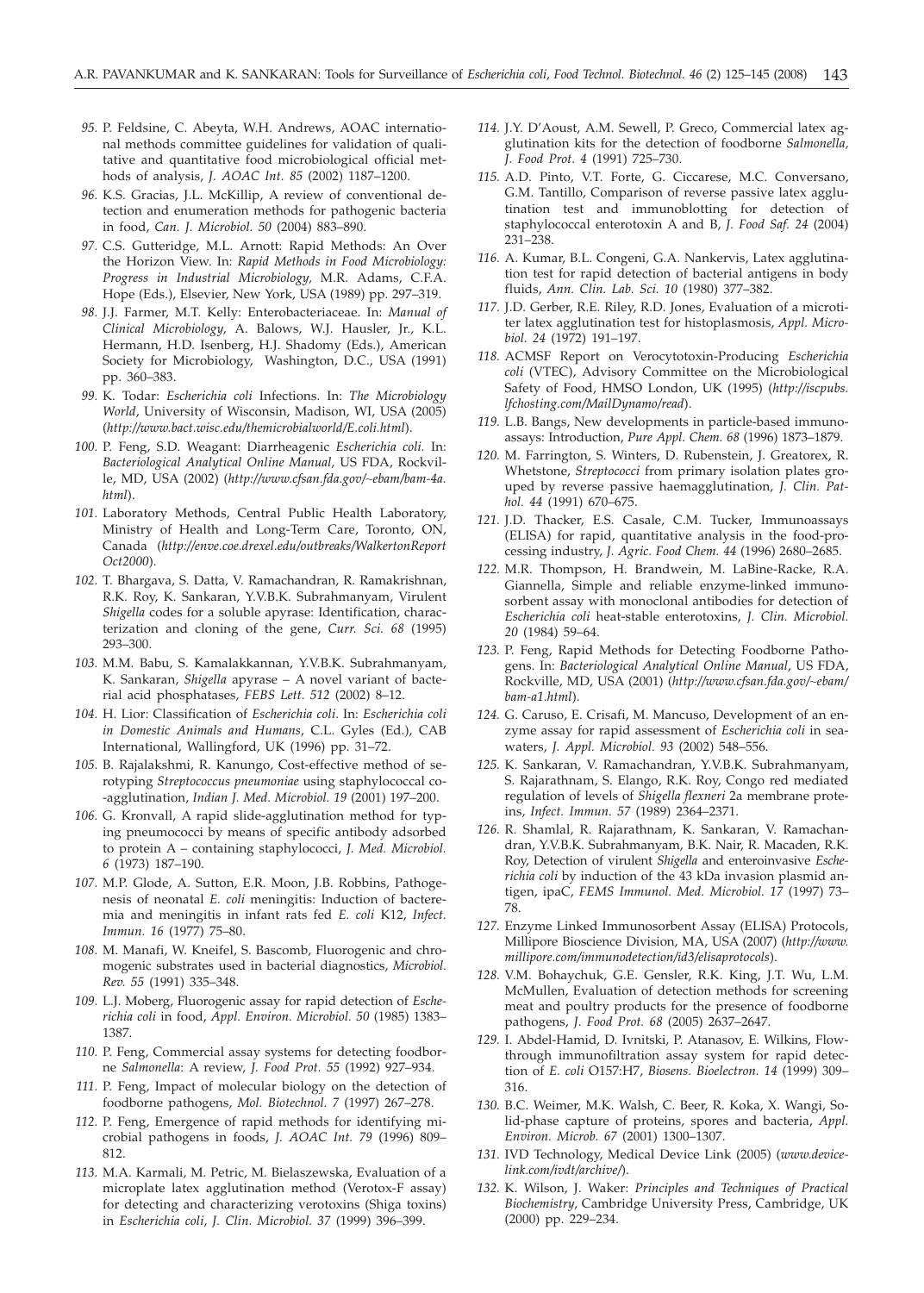95. P. Feldsine, C. Abeyta, W.H. Andrews, AOAC international methods committee guidelines for validation of qualitative and quantitative food microbiological official methods of analysis, *J. AOAC Int. 85* (2002) 1187–1200.

96. K.S. Gracias, J.L. McKillip, A review of conventional detection and enumeration methods for pathogenic bacteria in food, *Can. J. Microbiol. 50* (2004) 883–890.

97. C.S. Gutteridge, M.L. Arnott: Rapid Methods: An Over the Horizon View. In: *Rapid Methods in Food Microbiology: Progress in Industrial Microbiology,* M.R. Adams, C.F.A. Hope (Eds.), Elsevier, New York, USA (1989) pp. 297–319.

98. J.J. Farmer, M.T. Kelly: Enterobacteriaceae. In: *Manual of Clinical Microbiology,* A. Balows, W.J. Hausler, Jr., K.L. Hermann, H.D. Isenberg, H.J. Shadomy (Eds.), American Society for Microbiology, Washington, D.C., USA (1991) pp. 360–383.

99. K. Todar: *Escherichia coli* Infections. In: *The Microbiology World*, University of Wisconsin, Madison, WI, USA (2005) (*http://www.bact.wisc.edu/themicrobialworld/E.coli.html*).

100. P. Feng, S.D. Weagant: Diarrheagenic *Escherichia coli.* In: *Bacteriological Analytical Online Manual,* US FDA, Rockville, MD, USA (2002) (*http://www.cfsan.fda.gov/~ebam/bam-4a.html*).

101. Laboratory Methods, Central Public Health Laboratory, Ministry of Health and Long-Term Care, Toronto, ON, Canada (*http://enve.coe.drexel.edu/outbreaks/WalkertonReport Oct2000*).

102. T. Bhargava, S. Datta, V. Ramachandran, R. Ramakrishnan, R.K. Roy, K. Sankaran, Y.V.B.K. Subrahmanyam, Virulent *Shigella* codes for a soluble apyrase: Identification, characterization and cloning of the gene, *Curr. Sci. 68* (1995) 293–300.

103. M.M. Babu, S. Kamalakkannan, Y.V.B.K. Subrahmanyam, K. Sankaran, *Shigella* apyrase – A novel variant of bacterial acid phosphatases, *FEBS Lett. 512* (2002) 8–12.

104. H. Lior: Classification of *Escherichia coli.* In: *Escherichia coli in Domestic Animals and Humans*, C.L. Gyles (Ed.), CAB International, Wallingford, UK (1996) pp. 31–72.

105. B. Rajalakshmi, R. Kanungo, Cost-effective method of serotyping *Streptococcus pneumoniae* using staphylococcal co-agglutination, *Indian J. Med. Microbiol. 19* (2001) 197–200.

106. G. Kronvall, A rapid slide-agglutination method for typing pneumococci by means of specific antibody adsorbed to protein A – containing staphylococci, *J. Med. Microbiol. 6* (1973) 187–190.

107. M.P. Glode, A. Sutton, E.R. Moon, J.B. Robbins, Pathogenesis of neonatal *E. coli* meningitis: Induction of bacteremia and meningitis in infant rats fed *E. coli* K12, *Infect. Immun. 16* (1977) 75–80.

108. M. Manafi, W. Kneifel, S. Bascomb, Fluorogenic and chromogenic substrates used in bacterial diagnostics, *Microbiol. Rev. 55* (1991) 335–348.

109. L.J. Moberg, Fluorogenic assay for rapid detection of *Escherichia coli* in food, *Appl. Environ. Microbiol. 50* (1985) 1383–1387.

110. P. Feng, Commercial assay systems for detecting foodborne *Salmonella*: A review, *J. Food Prot. 55* (1992) 927–934.

111. P. Feng, Impact of molecular biology on the detection of foodborne pathogens, *Mol. Biotechnol. 7* (1997) 267–278.

112. P. Feng, Emergence of rapid methods for identifying microbial pathogens in foods, *J. AOAC Int. 79* (1996) 809–812.

113. M.A. Karmali, M. Petric, M. Bielaszewska, Evaluation of a microplate latex agglutination method (Verotox-F assay) for detecting and characterizing verotoxins (Shiga toxins) in *Escherichia coli*, *J. Clin. Microbiol. 37* (1999) 396–399.

114. J.Y. D'Aoust, A.M. Sewell, P. Greco, Commercial latex agglutination kits for the detection of foodborne *Salmonella, J. Food Prot. 4* (1991) 725–730.

115. A.D. Pinto, V.T. Forte, G. Ciccarese, M.C. Conversano, G.M. Tantillo, Comparison of reverse passive latex agglutination test and immunoblotting for detection of staphylococcal enterotoxin A and B, *J. Food Saf. 24* (2004) 231–238.

116. A. Kumar, B.L. Congeni, G.A. Nankervis, Latex agglutination test for rapid detection of bacterial antigens in body fluids, *Ann. Clin. Lab. Sci. 10* (1980) 377–382.

117. J.D. Gerber, R.E. Riley, R.D. Jones, Evaluation of a microtiter latex agglutination test for histoplasmosis, *Appl. Microbiol. 24* (1972) 191–197.

118. ACMSF Report on Verocytotoxin-Producing *Escherichia coli* (VTEC), Advisory Committee on the Microbiological Safety of Food, HMSO London, UK (1995) (*http://iscpubs.lfchosting.com/MailDynamo/read*).

119. L.B. Bangs, New developments in particle-based immunoassays: Introduction, *Pure Appl. Chem. 68* (1996) 1873–1879.

120. M. Farrington, S. Winters, D. Rubenstein, J. Greatorex, R. Whetstone, *Streptococci* from primary isolation plates grouped by reverse passive haemagglutination, *J. Clin. Pathol. 44* (1991) 670–675.

121. J.D. Thacker, E.S. Casale, C.M. Tucker, Immunoassays (ELISA) for rapid, quantitative analysis in the food-processing industry, *J. Agric. Food Chem. 44* (1996) 2680–2685.

122. M.R. Thompson, H. Brandwein, M. LaBine-Racke, R.A. Giannella, Simple and reliable enzyme-linked immunosorbent assay with monoclonal antibodies for detection of *Escherichia coli* heat-stable enterotoxins, *J. Clin. Microbiol. 20* (1984) 59–64.

123. P. Feng, Rapid Methods for Detecting Foodborne Pathogens. In: *Bacteriological Analytical Online Manual*, US FDA, Rockville, MD, USA (2001) (*http://www.cfsan.fda.gov/~ebam/bam-a1.html*).

124. G. Caruso, E. Crisafi, M. Mancuso, Development of an enzyme assay for rapid assessment of *Escherichia coli* in seawaters, *J. Appl. Microbiol. 93* (2002) 548–556.

125. K. Sankaran, V. Ramachandran, Y.V.B.K. Subrahmanyam, S. Rajarathnam, S. Elango, R.K. Roy, Congo red mediated regulation of levels of *Shigella flexneri* 2a membrane proteins, *Infect. Immun. 57* (1989) 2364–2371.

126. R. Shamlal, R. Rajarathnam, K. Sankaran, V. Ramachandran, Y.V.B.K. Subrahmanyam, B.K. Nair, R. Macaden, R.K. Roy, Detection of virulent *Shigella* and enteroinvasive *Escherichia coli* by induction of the 43 kDa invasion plasmid antigen, ipaC, *FEMS Immunol. Med. Microbiol. 17* (1997) 73–78.

127. Enzyme Linked Immunosorbent Assay (ELISA) Protocols, Millipore Bioscience Division, MA, USA (2007) (*http://www.millipore.com/immunodetection/id3/elisaprotocols*).

128. V.M. Bohaychuk, G.E. Gensler, R.K. King, J.T. Wu, L.M. McMullen, Evaluation of detection methods for screening meat and poultry products for the presence of foodborne pathogens, *J. Food Prot. 68* (2005) 2637–2647.

129. I. Abdel-Hamid, D. Ivnitski, P. Atanasov, E. Wilkins, Flow-through immunofiltration assay system for rapid detection of *E. coli* O157:H7, *Biosens. Bioelectron. 14* (1999) 309–316.

130. B.C. Weimer, M.K. Walsh, C. Beer, R. Koka, X. Wangi, Solid-phase capture of proteins, spores and bacteria, *Appl. Environ. Microb. 67* (2001) 1300–1307.

131. IVD Technology, Medical Device Link (2005) (*www.devicelink.com/ivdt/archive/*).

132. K. Wilson, J. Waker: *Principles and Techniques of Practical Biochemistry*, Cambridge University Press, Cambridge, UK (2000) pp. 229–234.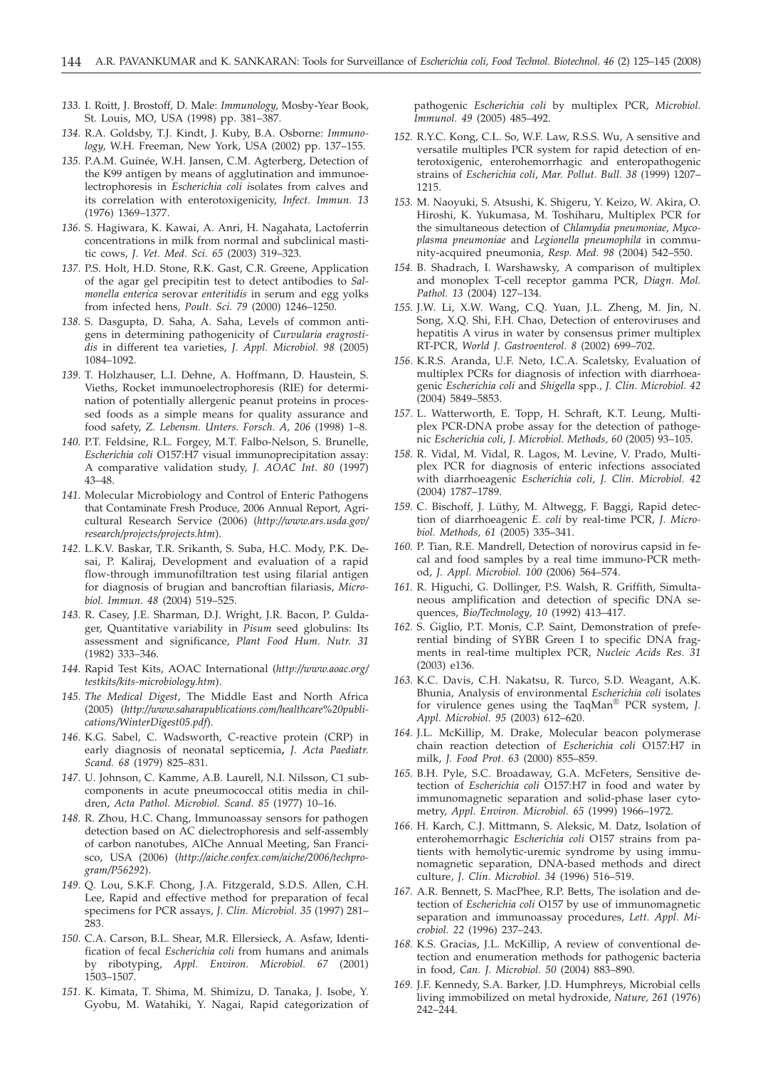*133.* I. Roitt, J. Brostoff, D. Male: *Immunology*, Mosby-Year Book, St. Louis, MO, USA (1998) pp. 381–387.

*134.* R.A. Goldsby, T.J. Kindt, J. Kuby, B.A. Osborne: *Immunology*, W.H. Freeman, New York, USA (2002) pp. 137–155.

*135.* P.A.M. Guinée, W.H. Jansen, C.M. Agterberg, Detection of the K99 antigen by means of agglutination and immunoelectrophoresis in *Escherichia coli i*solates from calves and its correlation with enterotoxigenicity, *Infect. Immun. 13* (1976) 1369–1377.

*136.* S. Hagiwara, K. Kawai, A. Anri, H. Nagahata, Lactoferrin concentrations in milk from normal and subclinical mastitic cows, *J. Vet. Med. Sci. 65* (2003) 319–323.

*137.* P.S. Holt, H.D. Stone, R.K. Gast, C.R. Greene, Application of the agar gel precipitin test to detect antibodies to *Salmonella enterica* serovar *enteritidis* in serum and egg yolks from infected hens, *Poult. Sci. 79* (2000) 1246–1250.

*138.* S. Dasgupta, D. Saha, A. Saha, Levels of common antigens in determining pathogenicity of *Curvularia eragrostidis* in different tea varieties, *J. Appl. Microbiol. 98* (2005) 1084–1092.

*139.* T. Holzhauser, L.I. Dehne, A. Hoffmann, D. Haustein, S. Vieths, Rocket immunoelectrophoresis (RIE) for determination of potentially allergenic peanut proteins in processed foods as a simple means for quality assurance and food safety, *Z. Lebensm. Unters. Forsch. A, 206* (1998) 1–8.

*140.* P.T. Feldsine, R.L. Forgey, M.T. Falbo-Nelson, S. Brunelle, *Escherichia coli* O157:H7 visual immunoprecipitation assay: A comparative validation study, *J. AOAC Int. 80* (1997) 43–48.

*141.* Molecular Microbiology and Control of Enteric Pathogens that Contaminate Fresh Produce, 2006 Annual Report, Agricultural Research Service (2006) (*http://www.ars.usda.gov/research/projects/projects.htm*).

*142.* L.K.V. Baskar, T.R. Srikanth, S. Suba, H.C. Mody, P.K. Desai, P. Kaliraj, Development and evaluation of a rapid flow-through immunofiltration test using filarial antigen for diagnosis of brugian and bancroftian filariasis, *Microbiol. Immun. 48* (2004) 519–525.

*143.* R. Casey, J.E. Sharman, D.J. Wright, J.R. Bacon, P. Guldager, Quantitative variability in *Pisum* seed globulins: Its assessment and significance, *Plant Food Hum. Nutr. 31* (1982) 333–346.

*144.* Rapid Test Kits, AOAC International (*http://www.aoac.org/testkits/kits-microbiology.htm*).

*145.* *The Medical Digest*, The Middle East and North Africa (2005) (*http://www.saharapublications.com/healthcare%20publications/WinterDigest05.pdf*).

*146.* K.G. Sabel, C. Wadsworth, C-reactive protein (CRP) in early diagnosis of neonatal septicemia**,** *J. Acta Paediatr. Scand. 68* (1979) 825–831.

*147.* U. Johnson, C. Kamme, A.B. Laurell, N.I. Nilsson, C1 subcomponents in acute pneumococcal otitis media in children, *Acta Pathol. Microbiol. Scand. 85* (1977) 10–16.

*148.* R. Zhou, H.C. Chang, Immunoassay sensors for pathogen detection based on AC dielectrophoresis and self-assembly of carbon nanotubes, AIChe Annual Meeting, San Francisco, USA (2006) (*http://aiche.confex.com/aiche/2006/techprogram/P56292*).

*149.* Q. Lou, S.K.F. Chong, J.A. Fitzgerald, S.D.S. Allen, C.H. Lee, Rapid and effective method for preparation of fecal specimens for PCR assays, *J. Clin. Microbiol. 35* (1997) 281–283.

*150.* C.A. Carson, B.L. Shear, M.R. Ellersieck, A. Asfaw, Identification of fecal *Escherichia coli* from humans and animals by ribotyping, *Appl. Environ. Microbiol. 67* (2001) 1503–1507.

*151.* K. Kimata, T. Shima, M. Shimizu, D. Tanaka, J. Isobe, Y. Gyobu, M. Watahiki, Y. Nagai, Rapid categorization of pathogenic *Escherichia coli* by multiplex PCR, *Microbiol. Immunol. 49* (2005) 485–492.

*152.* R.Y.C. Kong, C.L. So, W.F. Law, R.S.S. Wu, A sensitive and versatile multiples PCR system for rapid detection of enterotoxigenic, enterohemorrhagic and enteropathogenic strains of *Escherichia coli*, *Mar. Pollut. Bull. 38* (1999) 1207–1215.

*153.* M. Naoyuki, S. Atsushi, K. Shigeru, Y. Keizo, W. Akira, O. Hiroshi, K. Yukumasa, M. Toshiharu, Multiplex PCR for the simultaneous detection of *Chlamydia pneumoniae*, *Mycoplasma pneumoniae* and *Legionella pneumophila* in community-acquired pneumonia, *Resp. Med. 98* (2004) 542–550.

*154.* B. Shadrach, I. Warshawsky, A comparison of multiplex and monoplex T-cell receptor gamma PCR, *Diagn. Mol. Pathol. 13* (2004) 127–134.

*155.* J.W. Li, X.W. Wang, C.Q. Yuan, J.L. Zheng, M. Jin, N. Song, X.Q. Shi, F.H. Chao, Detection of enteroviruses and hepatitis A virus in water by consensus primer multiplex RT-PCR, *World J. Gastroenterol. 8* (2002) 699–702.

*156.* K.R.S. Aranda, U.F. Neto, I.C.A. Scaletsky, Evaluation of multiplex PCRs for diagnosis of infection with diarrhoeagenic *Escherichia coli* and *Shigella* spp., *J. Clin. Microbiol. 42* (2004) 5849–5853.

*157.* L. Watterworth, E. Topp, H. Schraft, K.T. Leung, Multiplex PCR-DNA probe assay for the detection of pathogenic *Escherichia coli, J. Microbiol. Methods, 60* (2005) 93–105.

*158.* R. Vidal, M. Vidal, R. Lagos, M. Levine, V. Prado, Multiplex PCR for diagnosis of enteric infections associated with diarrhoeagenic *Escherichia coli*, *J. Clin. Microbiol. 42* (2004) 1787–1789.

*159.* C. Bischoff, J. Lüthy, M. Altwegg, F. Baggi, Rapid detection of diarrhoeagenic *E. coli* by real-time PCR, *J. Microbiol. Methods, 61* (2005) 335–341.

*160.* P. Tian, R.E. Mandrell, Detection of norovirus capsid in fecal and food samples by a real time immuno-PCR method, *J. Appl. Microbiol. 100* (2006) 564–574.

*161.* R. Higuchi, G. Dollinger, P.S. Walsh, R. Griffith, Simultaneous amplification and detection of specific DNA sequences, *Bio/Technology, 10* (1992) 413–417.

*162.* S. Giglio, P.T. Monis, C.P. Saint, Demonstration of preferential binding of SYBR Green I to specific DNA fragments in real-time multiplex PCR, *Nucleic Acids Res. 31* (2003) e136.

*163.* K.C. Davis, C.H. Nakatsu, R. Turco, S.D. Weagant, A.K. Bhunia, Analysis of environmental *Escherichia coli* isolates for virulence genes using the TaqMan® PCR system, *J. Appl. Microbiol. 95* (2003) 612–620.

*164.* J.L. McKillip, M. Drake, Molecular beacon polymerase chain reaction detection of *Escherichia coli* O157:H7 in milk, *J. Food Prot. 63* (2000) 855–859.

*165.* B.H. Pyle, S.C. Broadaway, G.A. McFeters, Sensitive detection of *Escherichia coli* O157:H7 in food and water by immunomagnetic separation and solid-phase laser cytometry, *Appl. Environ. Microbiol. 65* (1999) 1966–1972.

*166.* H. Karch, C.J. Mittmann, S. Aleksic, M. Datz, Isolation of enterohemorrhagic *Escherichia coli* O157 strains from patients with hemolytic-uremic syndrome by using immunomagnetic separation, DNA-based methods and direct culture, *J. Clin. Microbiol. 34* (1996) 516–519.

*167.* A.R. Bennett, S. MacPhee, R.P. Betts, The isolation and detection of *Escherichia coli* O157 by use of immunomagnetic separation and immunoassay procedures, *Lett. Appl. Microbiol. 22* (1996) 237–243.

*168.* K.S. Gracias, J.L. McKillip, A review of conventional detection and enumeration methods for pathogenic bacteria in food, *Can. J. Microbiol. 50* (2004) 883–890.

*169.* J.F. Kennedy, S.A. Barker, J.D. Humphreys, Microbial cells living immobilized on metal hydroxide, *Nature, 261* (1976) 242–244.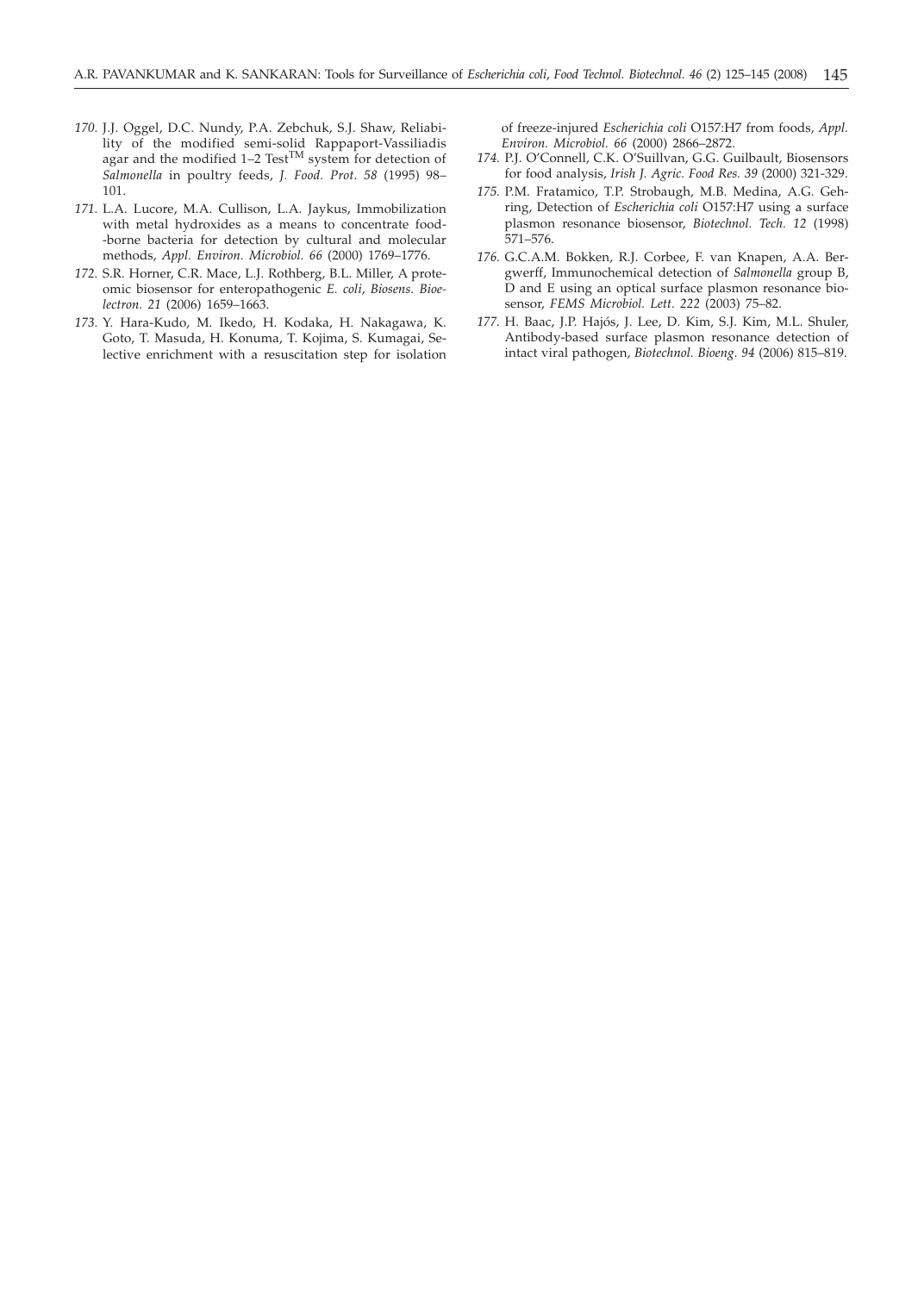*170.* J.J. Oggel, D.C. Nundy, P.A. Zebchuk, S.J. Shaw, Reliability of the modified semi-solid Rappaport-Vassiliadis agar and the modified 1–2 Test$^{TM}$ system for detection of *Salmonella* in poultry feeds, *J. Food. Prot. 58* (1995) 98–101.

*171.* L.A. Lucore, M.A. Cullison, L.A. Jaykus, Immobilization with metal hydroxides as a means to concentrate food-borne bacteria for detection by cultural and molecular methods, *Appl. Environ. Microbiol. 66* (2000) 1769–1776.

*172.* S.R. Horner, C.R. Mace, L.J. Rothberg, B.L. Miller, A proteomic biosensor for enteropathogenic *E. coli*, *Biosens. Bioelectron. 21* (2006) 1659–1663.

*173.* Y. Hara-Kudo, M. Ikedo, H. Kodaka, H. Nakagawa, K. Goto, T. Masuda, H. Konuma, T. Kojima, S. Kumagai, Selective enrichment with a resuscitation step for isolation of freeze-injured *Escherichia coli* O157:H7 from foods, *Appl. Environ. Microbiol. 66* (2000) 2866–2872.

*174.* P.J. O'Connell, C.K. O'Suillvan, G.G. Guilbault, Biosensors for food analysis, *Irish J. Agric. Food Res. 39* (2000) 321-329.

*175.* P.M. Fratamico, T.P. Strobaugh, M.B. Medina, A.G. Gehring, Detection of *Escherichia coli* O157:H7 using a surface plasmon resonance biosensor, *Biotechnol. Tech. 12* (1998) 571–576.

*176.* G.C.A.M. Bokken, R.J. Corbee, F. van Knapen, A.A. Bergwerff, Immunochemical detection of *Salmonella* group B, D and E using an optical surface plasmon resonance biosensor, *FEMS Microbiol. Lett. 222* (2003) 75–82.

*177.* H. Baac, J.P. Hajós, J. Lee, D. Kim, S.J. Kim, M.L. Shuler, Antibody-based surface plasmon resonance detection of intact viral pathogen, *Biotechnol. Bioeng. 94* (2006) 815–819.